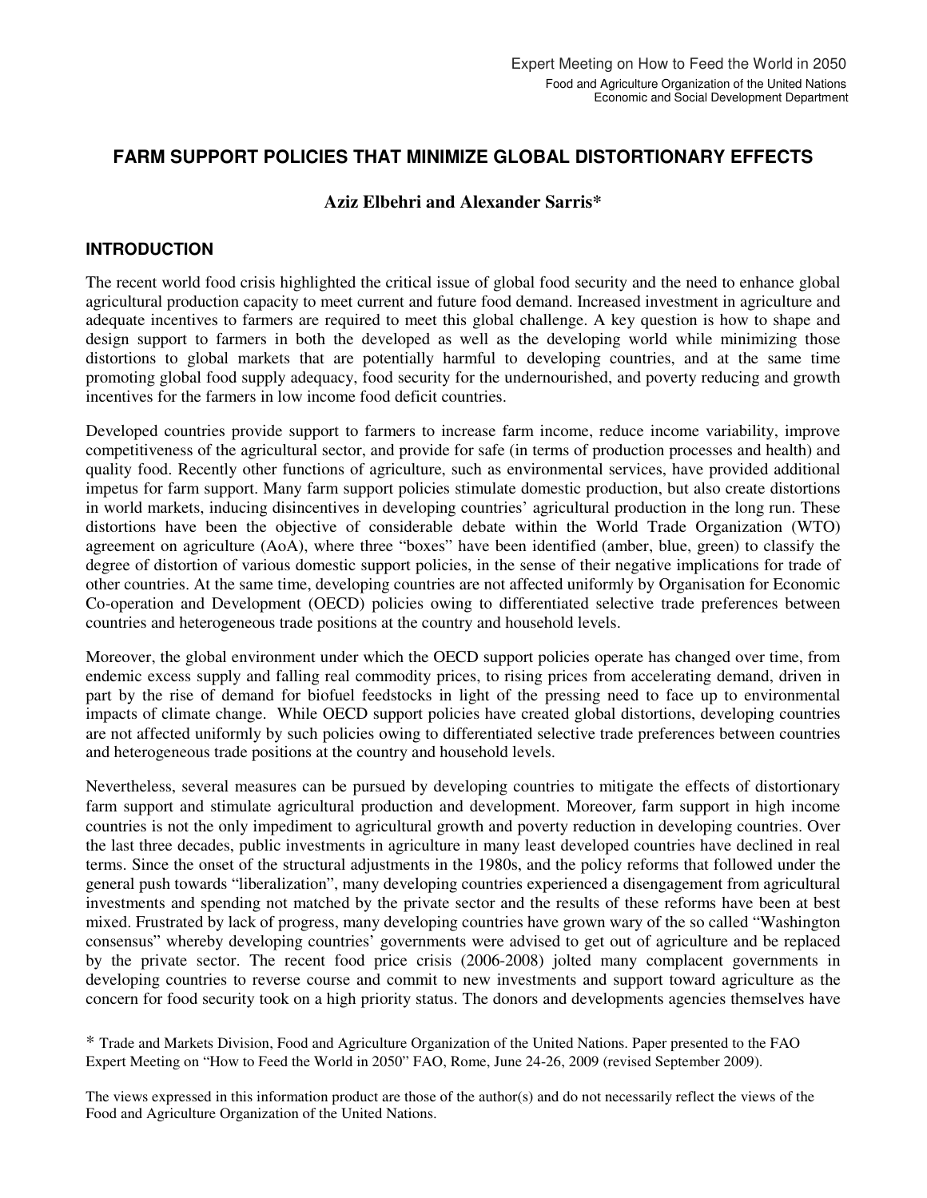Expert Meeting on How to Feed the World in 2050

Food and Agriculture Organization of the United Nations
Economic and Social Development Department

# FARM SUPPORT POLICIES THAT MINIMIZE GLOBAL DISTORTIONARY EFFECTS

**Aziz Elbehri and Alexander Sarris***

## INTRODUCTION

The recent world food crisis highlighted the critical issue of global food security and the need to enhance global agricultural production capacity to meet current and future food demand. Increased investment in agriculture and adequate incentives to farmers are required to meet this global challenge. A key question is how to shape and design support to farmers in both the developed as well as the developing world while minimizing those distortions to global markets that are potentially harmful to developing countries, and at the same time promoting global food supply adequacy, food security for the undernourished, and poverty reducing and growth incentives for the farmers in low income food deficit countries.

Developed countries provide support to farmers to increase farm income, reduce income variability, improve competitiveness of the agricultural sector, and provide for safe (in terms of production processes and health) and quality food. Recently other functions of agriculture, such as environmental services, have provided additional impetus for farm support. Many farm support policies stimulate domestic production, but also create distortions in world markets, inducing disincentives in developing countries' agricultural production in the long run. These distortions have been the objective of considerable debate within the World Trade Organization (WTO) agreement on agriculture (AoA), where three "boxes" have been identified (amber, blue, green) to classify the degree of distortion of various domestic support policies, in the sense of their negative implications for trade of other countries. At the same time, developing countries are not affected uniformly by Organisation for Economic Co-operation and Development (OECD) policies owing to differentiated selective trade preferences between countries and heterogeneous trade positions at the country and household levels.

Moreover, the global environment under which the OECD support policies operate has changed over time, from endemic excess supply and falling real commodity prices, to rising prices from accelerating demand, driven in part by the rise of demand for biofuel feedstocks in light of the pressing need to face up to environmental impacts of climate change. While OECD support policies have created global distortions, developing countries are not affected uniformly by such policies owing to differentiated selective trade preferences between countries and heterogeneous trade positions at the country and household levels.

Nevertheless, several measures can be pursued by developing countries to mitigate the effects of distortionary farm support and stimulate agricultural production and development. Moreover, farm support in high income countries is not the only impediment to agricultural growth and poverty reduction in developing countries. Over the last three decades, public investments in agriculture in many least developed countries have declined in real terms. Since the onset of the structural adjustments in the 1980s, and the policy reforms that followed under the general push towards "liberalization", many developing countries experienced a disengagement from agricultural investments and spending not matched by the private sector and the results of these reforms have been at best mixed. Frustrated by lack of progress, many developing countries have grown wary of the so called "Washington consensus" whereby developing countries' governments were advised to get out of agriculture and be replaced by the private sector. The recent food price crisis (2006-2008) jolted many complacent governments in developing countries to reverse course and commit to new investments and support toward agriculture as the concern for food security took on a high priority status. The donors and developments agencies themselves have

* Trade and Markets Division, Food and Agriculture Organization of the United Nations. Paper presented to the FAO Expert Meeting on "How to Feed the World in 2050" FAO, Rome, June 24-26, 2009 (revised September 2009).

The views expressed in this information product are those of the author(s) and do not necessarily reflect the views of the Food and Agriculture Organization of the United Nations.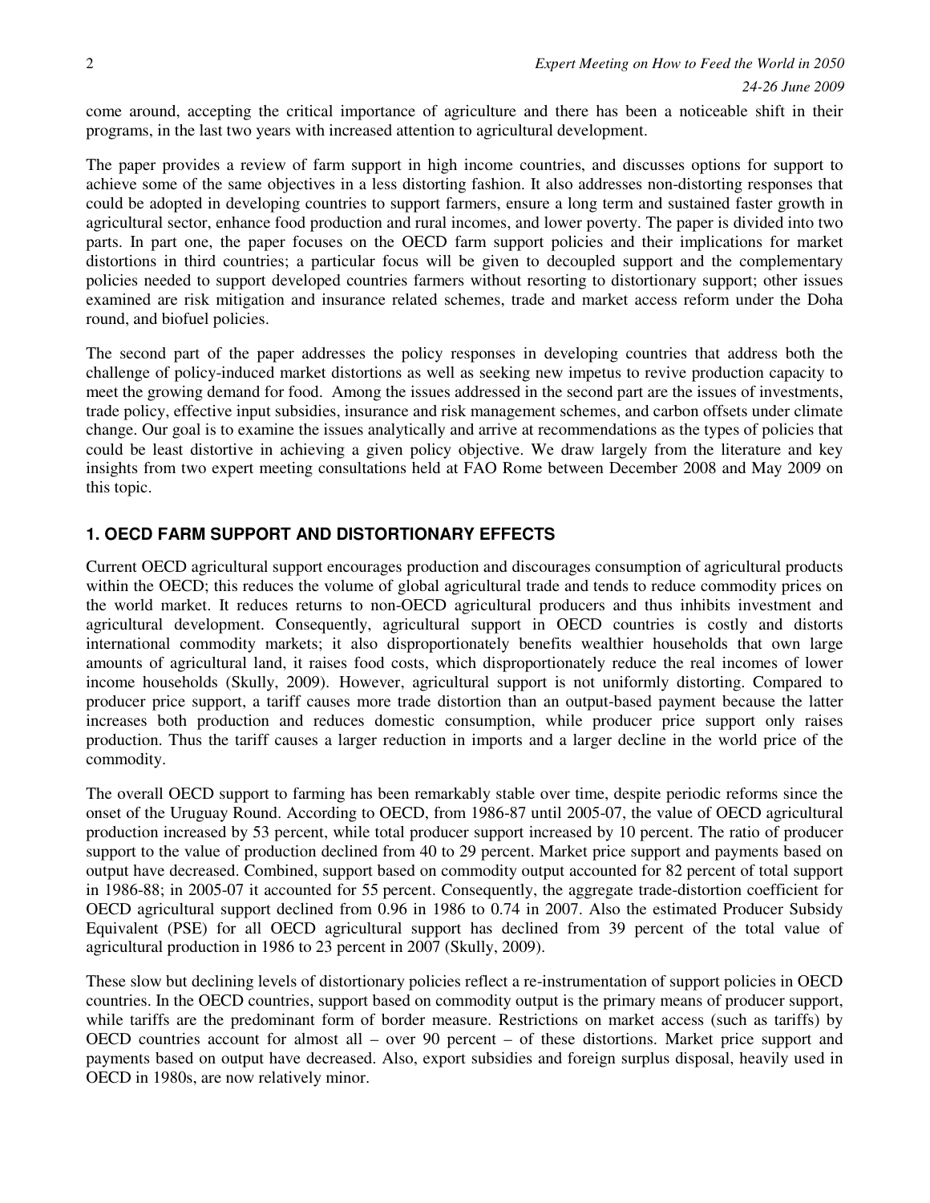come around, accepting the critical importance of agriculture and there has been a noticeable shift in their programs, in the last two years with increased attention to agricultural development.

The paper provides a review of farm support in high income countries, and discusses options for support to achieve some of the same objectives in a less distorting fashion. It also addresses non-distorting responses that could be adopted in developing countries to support farmers, ensure a long term and sustained faster growth in agricultural sector, enhance food production and rural incomes, and lower poverty. The paper is divided into two parts. In part one, the paper focuses on the OECD farm support policies and their implications for market distortions in third countries; a particular focus will be given to decoupled support and the complementary policies needed to support developed countries farmers without resorting to distortionary support; other issues examined are risk mitigation and insurance related schemes, trade and market access reform under the Doha round, and biofuel policies.

The second part of the paper addresses the policy responses in developing countries that address both the challenge of policy-induced market distortions as well as seeking new impetus to revive production capacity to meet the growing demand for food. Among the issues addressed in the second part are the issues of investments, trade policy, effective input subsidies, insurance and risk management schemes, and carbon offsets under climate change. Our goal is to examine the issues analytically and arrive at recommendations as the types of policies that could be least distortive in achieving a given policy objective. We draw largely from the literature and key insights from two expert meeting consultations held at FAO Rome between December 2008 and May 2009 on this topic.

## 1. OECD FARM SUPPORT AND DISTORTIONARY EFFECTS

Current OECD agricultural support encourages production and discourages consumption of agricultural products within the OECD; this reduces the volume of global agricultural trade and tends to reduce commodity prices on the world market. It reduces returns to non-OECD agricultural producers and thus inhibits investment and agricultural development. Consequently, agricultural support in OECD countries is costly and distorts international commodity markets; it also disproportionately benefits wealthier households that own large amounts of agricultural land, it raises food costs, which disproportionately reduce the real incomes of lower income households (Skully, 2009). However, agricultural support is not uniformly distorting. Compared to producer price support, a tariff causes more trade distortion than an output-based payment because the latter increases both production and reduces domestic consumption, while producer price support only raises production. Thus the tariff causes a larger reduction in imports and a larger decline in the world price of the commodity.

The overall OECD support to farming has been remarkably stable over time, despite periodic reforms since the onset of the Uruguay Round. According to OECD, from 1986-87 until 2005-07, the value of OECD agricultural production increased by 53 percent, while total producer support increased by 10 percent. The ratio of producer support to the value of production declined from 40 to 29 percent. Market price support and payments based on output have decreased. Combined, support based on commodity output accounted for 82 percent of total support in 1986-88; in 2005-07 it accounted for 55 percent. Consequently, the aggregate trade-distortion coefficient for OECD agricultural support declined from 0.96 in 1986 to 0.74 in 2007. Also the estimated Producer Subsidy Equivalent (PSE) for all OECD agricultural support has declined from 39 percent of the total value of agricultural production in 1986 to 23 percent in 2007 (Skully, 2009).

These slow but declining levels of distortionary policies reflect a re-instrumentation of support policies in OECD countries. In the OECD countries, support based on commodity output is the primary means of producer support, while tariffs are the predominant form of border measure. Restrictions on market access (such as tariffs) by OECD countries account for almost all – over 90 percent – of these distortions. Market price support and payments based on output have decreased. Also, export subsidies and foreign surplus disposal, heavily used in OECD in 1980s, are now relatively minor.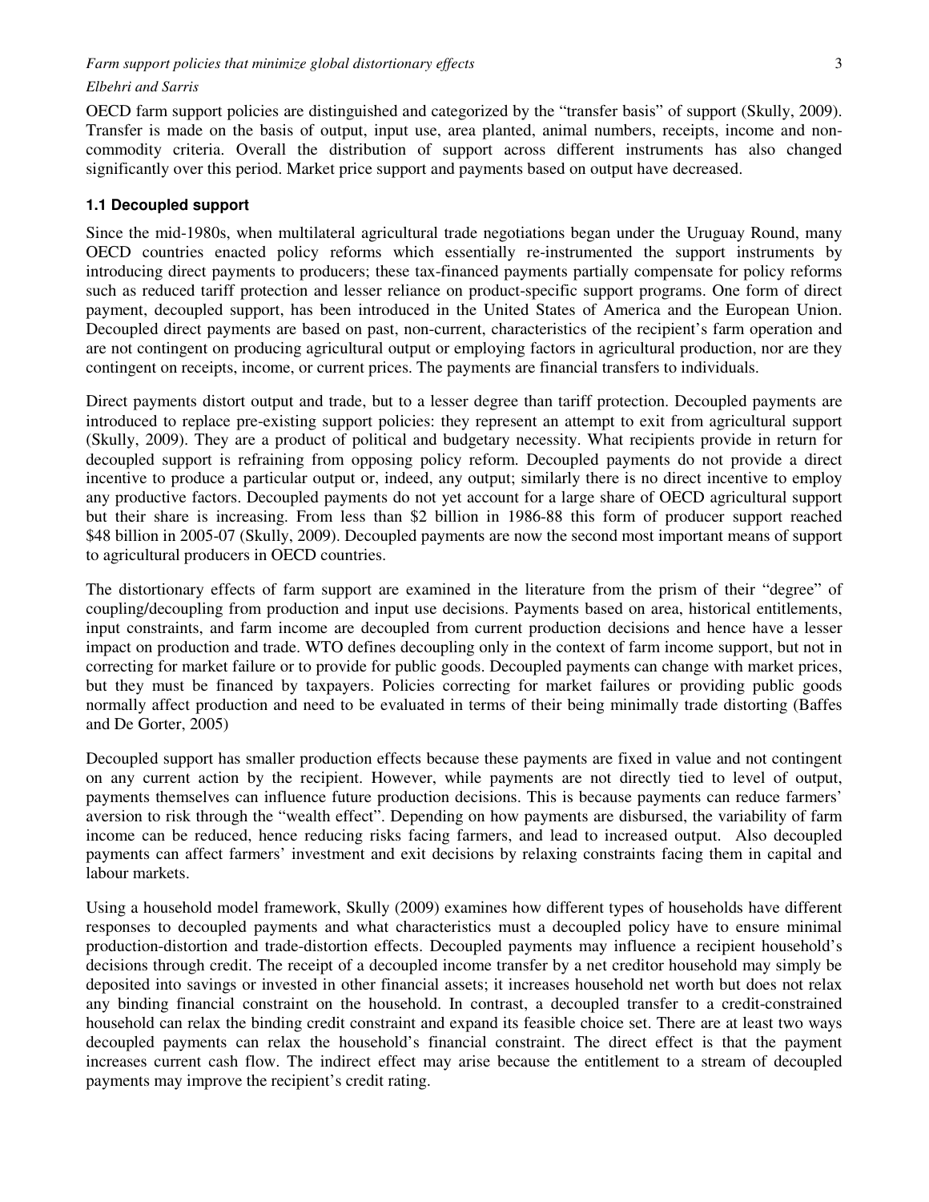OECD farm support policies are distinguished and categorized by the "transfer basis" of support (Skully, 2009). Transfer is made on the basis of output, input use, area planted, animal numbers, receipts, income and non-commodity criteria. Overall the distribution of support across different instruments has also changed significantly over this period. Market price support and payments based on output have decreased.

### 1.1 Decoupled support

Since the mid-1980s, when multilateral agricultural trade negotiations began under the Uruguay Round, many OECD countries enacted policy reforms which essentially re-instrumented the support instruments by introducing direct payments to producers; these tax-financed payments partially compensate for policy reforms such as reduced tariff protection and lesser reliance on product-specific support programs. One form of direct payment, decoupled support, has been introduced in the United States of America and the European Union. Decoupled direct payments are based on past, non-current, characteristics of the recipient's farm operation and are not contingent on producing agricultural output or employing factors in agricultural production, nor are they contingent on receipts, income, or current prices. The payments are financial transfers to individuals.

Direct payments distort output and trade, but to a lesser degree than tariff protection. Decoupled payments are introduced to replace pre-existing support policies: they represent an attempt to exit from agricultural support (Skully, 2009). They are a product of political and budgetary necessity. What recipients provide in return for decoupled support is refraining from opposing policy reform. Decoupled payments do not provide a direct incentive to produce a particular output or, indeed, any output; similarly there is no direct incentive to employ any productive factors. Decoupled payments do not yet account for a large share of OECD agricultural support but their share is increasing. From less than \$2 billion in 1986-88 this form of producer support reached \$48 billion in 2005-07 (Skully, 2009). Decoupled payments are now the second most important means of support to agricultural producers in OECD countries.

The distortionary effects of farm support are examined in the literature from the prism of their "degree" of coupling/decoupling from production and input use decisions. Payments based on area, historical entitlements, input constraints, and farm income are decoupled from current production decisions and hence have a lesser impact on production and trade. WTO defines decoupling only in the context of farm income support, but not in correcting for market failure or to provide for public goods. Decoupled payments can change with market prices, but they must be financed by taxpayers. Policies correcting for market failures or providing public goods normally affect production and need to be evaluated in terms of their being minimally trade distorting (Baffes and De Gorter, 2005)

Decoupled support has smaller production effects because these payments are fixed in value and not contingent on any current action by the recipient. However, while payments are not directly tied to level of output, payments themselves can influence future production decisions. This is because payments can reduce farmers' aversion to risk through the "wealth effect". Depending on how payments are disbursed, the variability of farm income can be reduced, hence reducing risks facing farmers, and lead to increased output. Also decoupled payments can affect farmers' investment and exit decisions by relaxing constraints facing them in capital and labour markets.

Using a household model framework, Skully (2009) examines how different types of households have different responses to decoupled payments and what characteristics must a decoupled policy have to ensure minimal production-distortion and trade-distortion effects. Decoupled payments may influence a recipient household's decisions through credit. The receipt of a decoupled income transfer by a net creditor household may simply be deposited into savings or invested in other financial assets; it increases household net worth but does not relax any binding financial constraint on the household. In contrast, a decoupled transfer to a credit-constrained household can relax the binding credit constraint and expand its feasible choice set. There are at least two ways decoupled payments can relax the household's financial constraint. The direct effect is that the payment increases current cash flow. The indirect effect may arise because the entitlement to a stream of decoupled payments may improve the recipient's credit rating.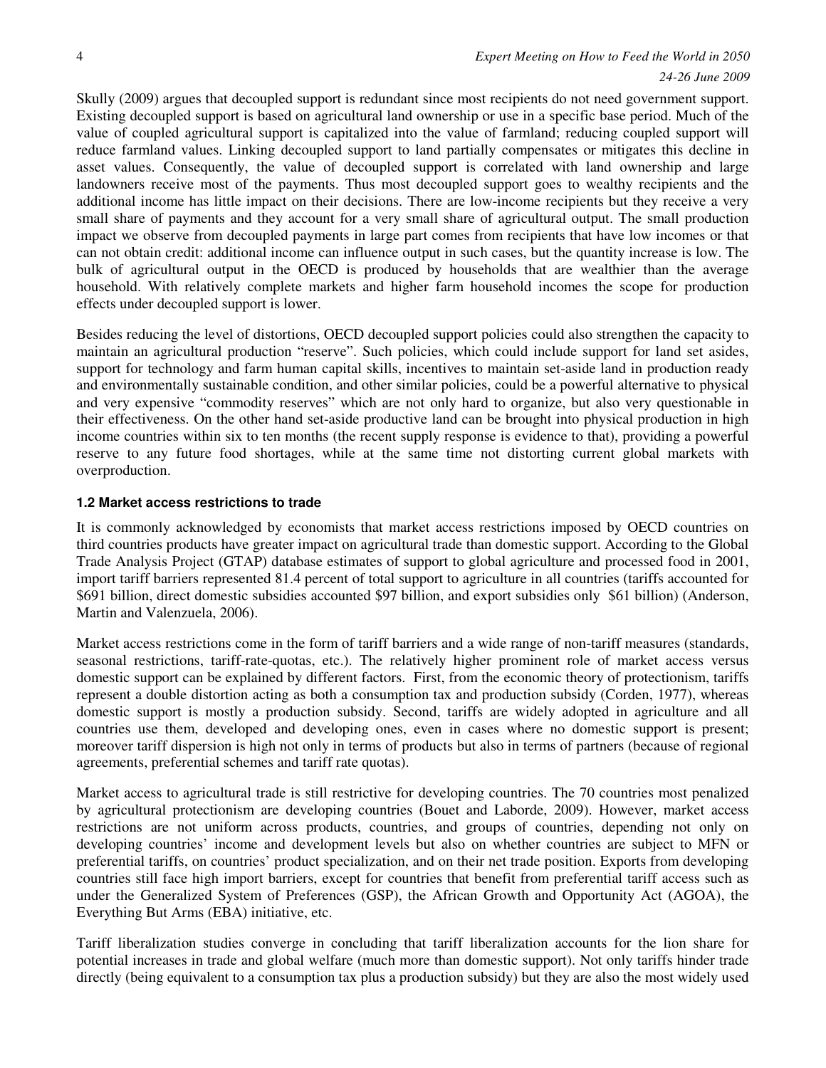Skully (2009) argues that decoupled support is redundant since most recipients do not need government support. Existing decoupled support is based on agricultural land ownership or use in a specific base period. Much of the value of coupled agricultural support is capitalized into the value of farmland; reducing coupled support will reduce farmland values. Linking decoupled support to land partially compensates or mitigates this decline in asset values. Consequently, the value of decoupled support is correlated with land ownership and large landowners receive most of the payments. Thus most decoupled support goes to wealthy recipients and the additional income has little impact on their decisions. There are low-income recipients but they receive a very small share of payments and they account for a very small share of agricultural output. The small production impact we observe from decoupled payments in large part comes from recipients that have low incomes or that can not obtain credit: additional income can influence output in such cases, but the quantity increase is low. The bulk of agricultural output in the OECD is produced by households that are wealthier than the average household. With relatively complete markets and higher farm household incomes the scope for production effects under decoupled support is lower.

Besides reducing the level of distortions, OECD decoupled support policies could also strengthen the capacity to maintain an agricultural production "reserve". Such policies, which could include support for land set asides, support for technology and farm human capital skills, incentives to maintain set-aside land in production ready and environmentally sustainable condition, and other similar policies, could be a powerful alternative to physical and very expensive "commodity reserves" which are not only hard to organize, but also very questionable in their effectiveness. On the other hand set-aside productive land can be brought into physical production in high income countries within six to ten months (the recent supply response is evidence to that), providing a powerful reserve to any future food shortages, while at the same time not distorting current global markets with overproduction.

### 1.2 Market access restrictions to trade

It is commonly acknowledged by economists that market access restrictions imposed by OECD countries on third countries products have greater impact on agricultural trade than domestic support. According to the Global Trade Analysis Project (GTAP) database estimates of support to global agriculture and processed food in 2001, import tariff barriers represented 81.4 percent of total support to agriculture in all countries (tariffs accounted for $691 billion, direct domestic subsidies accounted $97 billion, and export subsidies only $61 billion) (Anderson, Martin and Valenzuela, 2006).

Market access restrictions come in the form of tariff barriers and a wide range of non-tariff measures (standards, seasonal restrictions, tariff-rate-quotas, etc.). The relatively higher prominent role of market access versus domestic support can be explained by different factors. First, from the economic theory of protectionism, tariffs represent a double distortion acting as both a consumption tax and production subsidy (Corden, 1977), whereas domestic support is mostly a production subsidy. Second, tariffs are widely adopted in agriculture and all countries use them, developed and developing ones, even in cases where no domestic support is present; moreover tariff dispersion is high not only in terms of products but also in terms of partners (because of regional agreements, preferential schemes and tariff rate quotas).

Market access to agricultural trade is still restrictive for developing countries. The 70 countries most penalized by agricultural protectionism are developing countries (Bouet and Laborde, 2009). However, market access restrictions are not uniform across products, countries, and groups of countries, depending not only on developing countries' income and development levels but also on whether countries are subject to MFN or preferential tariffs, on countries' product specialization, and on their net trade position. Exports from developing countries still face high import barriers, except for countries that benefit from preferential tariff access such as under the Generalized System of Preferences (GSP), the African Growth and Opportunity Act (AGOA), the Everything But Arms (EBA) initiative, etc.

Tariff liberalization studies converge in concluding that tariff liberalization accounts for the lion share for potential increases in trade and global welfare (much more than domestic support). Not only tariffs hinder trade directly (being equivalent to a consumption tax plus a production subsidy) but they are also the most widely used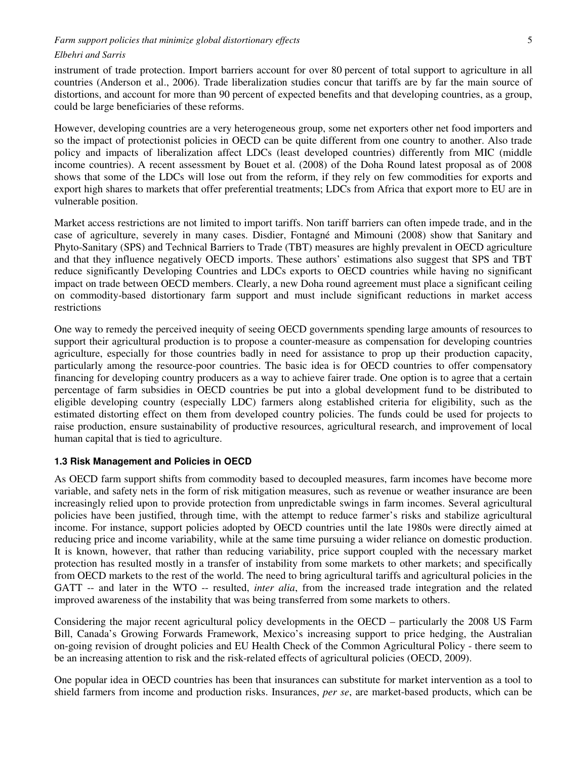instrument of trade protection. Import barriers account for over 80 percent of total support to agriculture in all countries (Anderson et al., 2006). Trade liberalization studies concur that tariffs are by far the main source of distortions, and account for more than 90 percent of expected benefits and that developing countries, as a group, could be large beneficiaries of these reforms.

However, developing countries are a very heterogeneous group, some net exporters other net food importers and so the impact of protectionist policies in OECD can be quite different from one country to another. Also trade policy and impacts of liberalization affect LDCs (least developed countries) differently from MIC (middle income countries). A recent assessment by Bouet et al. (2008) of the Doha Round latest proposal as of 2008 shows that some of the LDCs will lose out from the reform, if they rely on few commodities for exports and export high shares to markets that offer preferential treatments; LDCs from Africa that export more to EU are in vulnerable position.

Market access restrictions are not limited to import tariffs. Non tariff barriers can often impede trade, and in the case of agriculture, severely in many cases. Disdier, Fontagné and Mimouni (2008) show that Sanitary and Phyto-Sanitary (SPS) and Technical Barriers to Trade (TBT) measures are highly prevalent in OECD agriculture and that they influence negatively OECD imports. These authors' estimations also suggest that SPS and TBT reduce significantly Developing Countries and LDCs exports to OECD countries while having no significant impact on trade between OECD members. Clearly, a new Doha round agreement must place a significant ceiling on commodity-based distortionary farm support and must include significant reductions in market access restrictions

One way to remedy the perceived inequity of seeing OECD governments spending large amounts of resources to support their agricultural production is to propose a counter-measure as compensation for developing countries agriculture, especially for those countries badly in need for assistance to prop up their production capacity, particularly among the resource-poor countries. The basic idea is for OECD countries to offer compensatory financing for developing country producers as a way to achieve fairer trade. One option is to agree that a certain percentage of farm subsidies in OECD countries be put into a global development fund to be distributed to eligible developing country (especially LDC) farmers along established criteria for eligibility, such as the estimated distorting effect on them from developed country policies. The funds could be used for projects to raise production, ensure sustainability of productive resources, agricultural research, and improvement of local human capital that is tied to agriculture.

### 1.3 Risk Management and Policies in OECD

As OECD farm support shifts from commodity based to decoupled measures, farm incomes have become more variable, and safety nets in the form of risk mitigation measures, such as revenue or weather insurance are been increasingly relied upon to provide protection from unpredictable swings in farm incomes. Several agricultural policies have been justified, through time, with the attempt to reduce farmer's risks and stabilize agricultural income. For instance, support policies adopted by OECD countries until the late 1980s were directly aimed at reducing price and income variability, while at the same time pursuing a wider reliance on domestic production. It is known, however, that rather than reducing variability, price support coupled with the necessary market protection has resulted mostly in a transfer of instability from some markets to other markets; and specifically from OECD markets to the rest of the world. The need to bring agricultural tariffs and agricultural policies in the GATT -- and later in the WTO -- resulted, *inter alia*, from the increased trade integration and the related improved awareness of the instability that was being transferred from some markets to others.

Considering the major recent agricultural policy developments in the OECD – particularly the 2008 US Farm Bill, Canada's Growing Forwards Framework, Mexico's increasing support to price hedging, the Australian on-going revision of drought policies and EU Health Check of the Common Agricultural Policy - there seem to be an increasing attention to risk and the risk-related effects of agricultural policies (OECD, 2009).

One popular idea in OECD countries has been that insurances can substitute for market intervention as a tool to shield farmers from income and production risks. Insurances, *per se*, are market-based products, which can be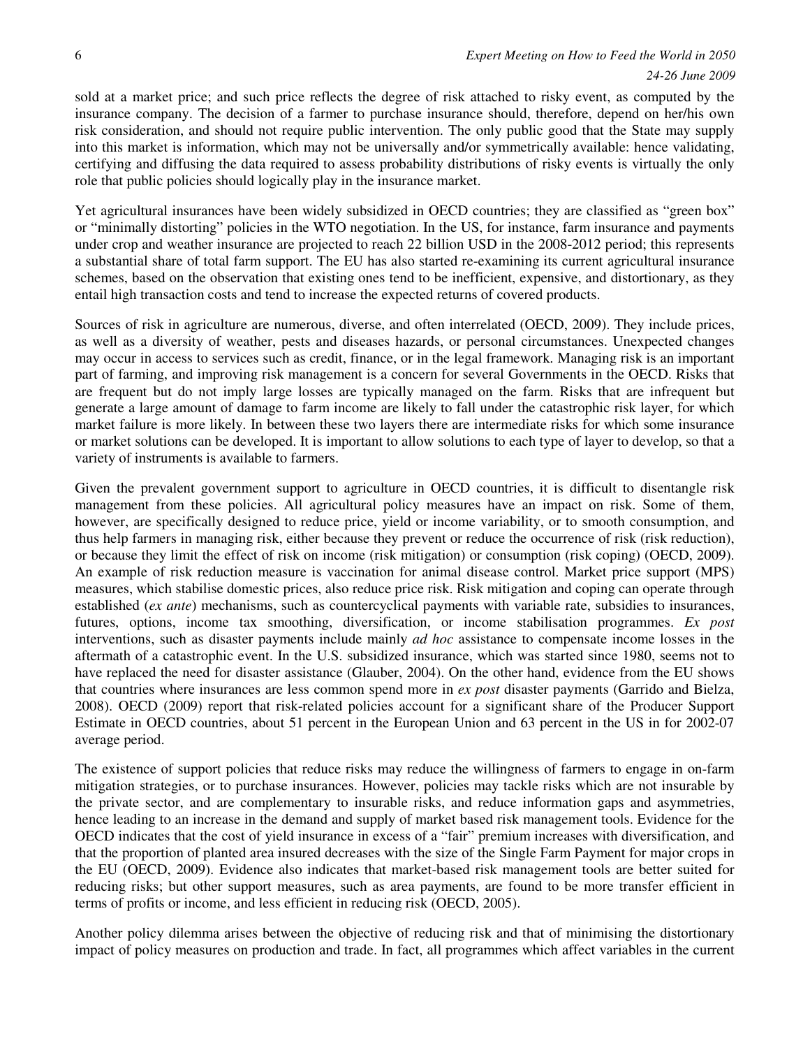sold at a market price; and such price reflects the degree of risk attached to risky event, as computed by the insurance company. The decision of a farmer to purchase insurance should, therefore, depend on her/his own risk consideration, and should not require public intervention. The only public good that the State may supply into this market is information, which may not be universally and/or symmetrically available: hence validating, certifying and diffusing the data required to assess probability distributions of risky events is virtually the only role that public policies should logically play in the insurance market.

Yet agricultural insurances have been widely subsidized in OECD countries; they are classified as "green box" or "minimally distorting" policies in the WTO negotiation. In the US, for instance, farm insurance and payments under crop and weather insurance are projected to reach 22 billion USD in the 2008-2012 period; this represents a substantial share of total farm support. The EU has also started re-examining its current agricultural insurance schemes, based on the observation that existing ones tend to be inefficient, expensive, and distortionary, as they entail high transaction costs and tend to increase the expected returns of covered products.

Sources of risk in agriculture are numerous, diverse, and often interrelated (OECD, 2009). They include prices, as well as a diversity of weather, pests and diseases hazards, or personal circumstances. Unexpected changes may occur in access to services such as credit, finance, or in the legal framework. Managing risk is an important part of farming, and improving risk management is a concern for several Governments in the OECD. Risks that are frequent but do not imply large losses are typically managed on the farm. Risks that are infrequent but generate a large amount of damage to farm income are likely to fall under the catastrophic risk layer, for which market failure is more likely. In between these two layers there are intermediate risks for which some insurance or market solutions can be developed. It is important to allow solutions to each type of layer to develop, so that a variety of instruments is available to farmers.

Given the prevalent government support to agriculture in OECD countries, it is difficult to disentangle risk management from these policies. All agricultural policy measures have an impact on risk. Some of them, however, are specifically designed to reduce price, yield or income variability, or to smooth consumption, and thus help farmers in managing risk, either because they prevent or reduce the occurrence of risk (risk reduction), or because they limit the effect of risk on income (risk mitigation) or consumption (risk coping) (OECD, 2009). An example of risk reduction measure is vaccination for animal disease control. Market price support (MPS) measures, which stabilise domestic prices, also reduce price risk. Risk mitigation and coping can operate through established (*ex ante*) mechanisms, such as countercyclical payments with variable rate, subsidies to insurances, futures, options, income tax smoothing, diversification, or income stabilisation programmes. *Ex post* interventions, such as disaster payments include mainly *ad hoc* assistance to compensate income losses in the aftermath of a catastrophic event. In the U.S. subsidized insurance, which was started since 1980, seems not to have replaced the need for disaster assistance (Glauber, 2004). On the other hand, evidence from the EU shows that countries where insurances are less common spend more in *ex post* disaster payments (Garrido and Bielza, 2008). OECD (2009) report that risk-related policies account for a significant share of the Producer Support Estimate in OECD countries, about 51 percent in the European Union and 63 percent in the US in for 2002-07 average period.

The existence of support policies that reduce risks may reduce the willingness of farmers to engage in on-farm mitigation strategies, or to purchase insurances. However, policies may tackle risks which are not insurable by the private sector, and are complementary to insurable risks, and reduce information gaps and asymmetries, hence leading to an increase in the demand and supply of market based risk management tools. Evidence for the OECD indicates that the cost of yield insurance in excess of a "fair" premium increases with diversification, and that the proportion of planted area insured decreases with the size of the Single Farm Payment for major crops in the EU (OECD, 2009). Evidence also indicates that market-based risk management tools are better suited for reducing risks; but other support measures, such as area payments, are found to be more transfer efficient in terms of profits or income, and less efficient in reducing risk (OECD, 2005).

Another policy dilemma arises between the objective of reducing risk and that of minimising the distortionary impact of policy measures on production and trade. In fact, all programmes which affect variables in the current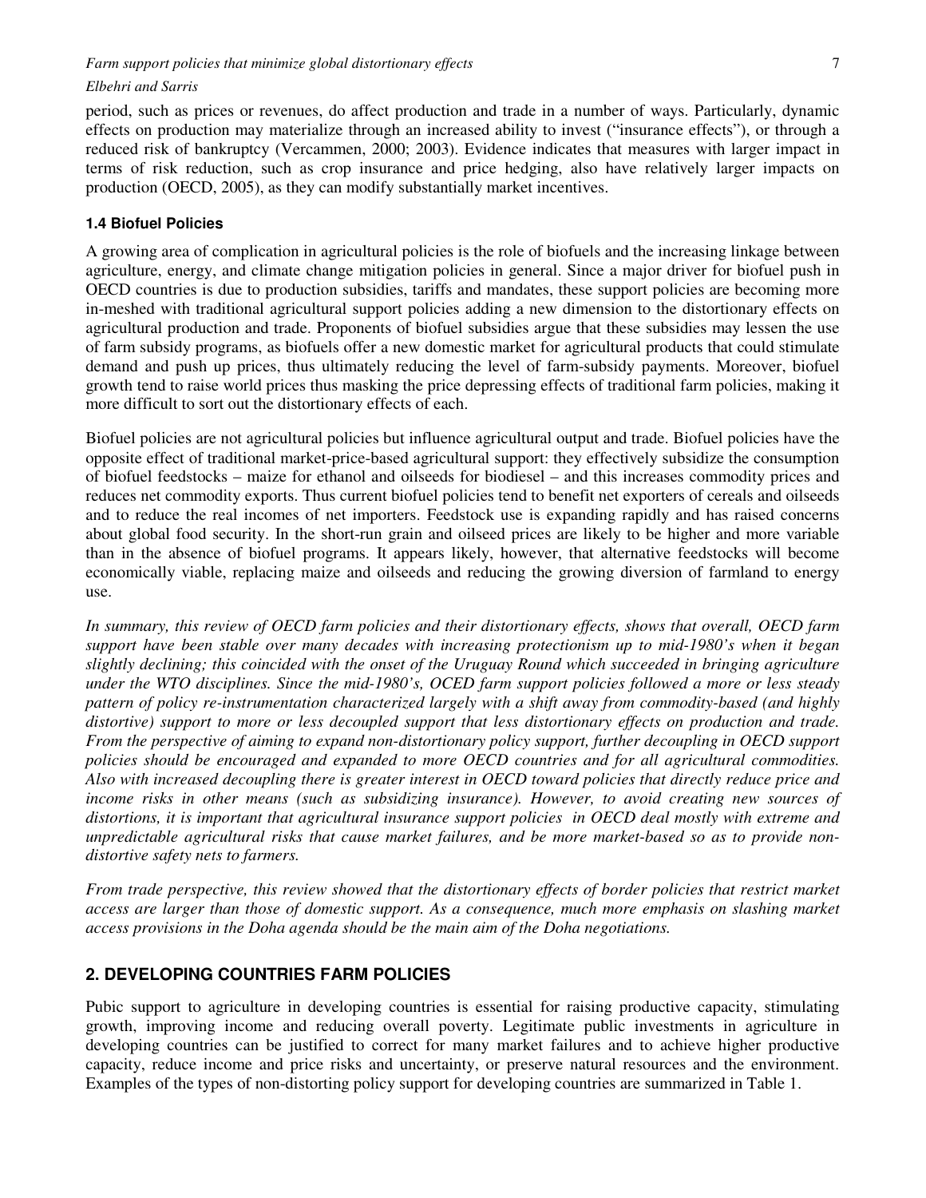period, such as prices or revenues, do affect production and trade in a number of ways. Particularly, dynamic effects on production may materialize through an increased ability to invest ("insurance effects"), or through a reduced risk of bankruptcy (Vercammen, 2000; 2003). Evidence indicates that measures with larger impact in terms of risk reduction, such as crop insurance and price hedging, also have relatively larger impacts on production (OECD, 2005), as they can modify substantially market incentives.

### 1.4 Biofuel Policies

A growing area of complication in agricultural policies is the role of biofuels and the increasing linkage between agriculture, energy, and climate change mitigation policies in general. Since a major driver for biofuel push in OECD countries is due to production subsidies, tariffs and mandates, these support policies are becoming more in-meshed with traditional agricultural support policies adding a new dimension to the distortionary effects on agricultural production and trade. Proponents of biofuel subsidies argue that these subsidies may lessen the use of farm subsidy programs, as biofuels offer a new domestic market for agricultural products that could stimulate demand and push up prices, thus ultimately reducing the level of farm-subsidy payments. Moreover, biofuel growth tend to raise world prices thus masking the price depressing effects of traditional farm policies, making it more difficult to sort out the distortionary effects of each.

Biofuel policies are not agricultural policies but influence agricultural output and trade. Biofuel policies have the opposite effect of traditional market-price-based agricultural support: they effectively subsidize the consumption of biofuel feedstocks – maize for ethanol and oilseeds for biodiesel – and this increases commodity prices and reduces net commodity exports. Thus current biofuel policies tend to benefit net exporters of cereals and oilseeds and to reduce the real incomes of net importers. Feedstock use is expanding rapidly and has raised concerns about global food security. In the short-run grain and oilseed prices are likely to be higher and more variable than in the absence of biofuel programs. It appears likely, however, that alternative feedstocks will become economically viable, replacing maize and oilseeds and reducing the growing diversion of farmland to energy use.

*In summary, this review of OECD farm policies and their distortionary effects, shows that overall, OECD farm support have been stable over many decades with increasing protectionism up to mid-1980's when it began slightly declining; this coincided with the onset of the Uruguay Round which succeeded in bringing agriculture under the WTO disciplines. Since the mid-1980's, OCED farm support policies followed a more or less steady pattern of policy re-instrumentation characterized largely with a shift away from commodity-based (and highly distortive) support to more or less decoupled support that less distortionary effects on production and trade. From the perspective of aiming to expand non-distortionary policy support, further decoupling in OECD support policies should be encouraged and expanded to more OECD countries and for all agricultural commodities. Also with increased decoupling there is greater interest in OECD toward policies that directly reduce price and income risks in other means (such as subsidizing insurance). However, to avoid creating new sources of distortions, it is important that agricultural insurance support policies in OECD deal mostly with extreme and unpredictable agricultural risks that cause market failures, and be more market-based so as to provide non-distortive safety nets to farmers.*

*From trade perspective, this review showed that the distortionary effects of border policies that restrict market access are larger than those of domestic support. As a consequence, much more emphasis on slashing market access provisions in the Doha agenda should be the main aim of the Doha negotiations.*

## 2. DEVELOPING COUNTRIES FARM POLICIES

Pubic support to agriculture in developing countries is essential for raising productive capacity, stimulating growth, improving income and reducing overall poverty. Legitimate public investments in agriculture in developing countries can be justified to correct for many market failures and to achieve higher productive capacity, reduce income and price risks and uncertainty, or preserve natural resources and the environment. Examples of the types of non-distorting policy support for developing countries are summarized in Table 1.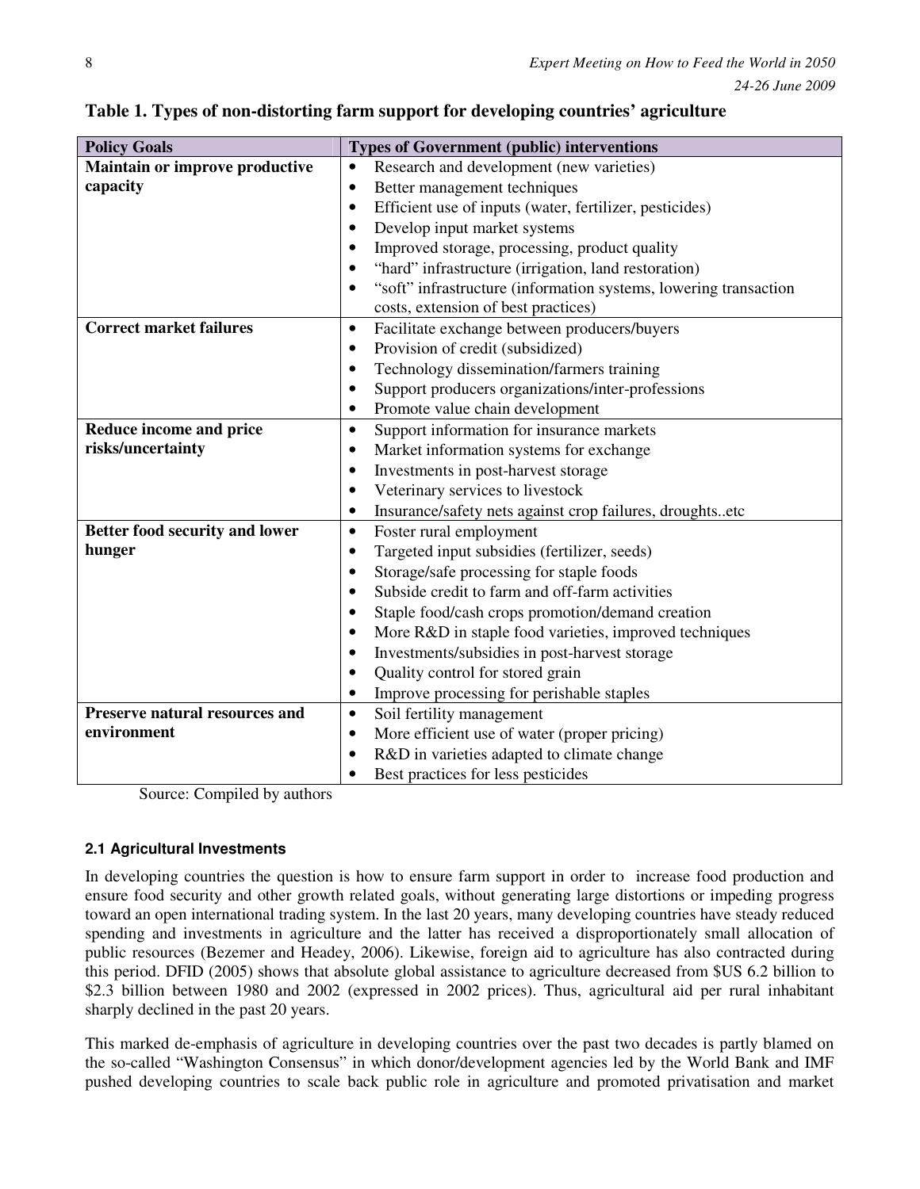**Table 1. Types of non-distorting farm support for developing countries' agriculture**

| Policy Goals | Types of Government (public) interventions |
| --- | --- |
| **Maintain or improve productive capacity** | • Research and development (new varieties)<br>• Better management techniques<br>• Efficient use of inputs (water, fertilizer, pesticides)<br>• Develop input market systems<br>• Improved storage, processing, product quality<br>• "hard" infrastructure (irrigation, land restoration)<br>• "soft" infrastructure (information systems, lowering transaction costs, extension of best practices) |
| **Correct market failures** | • Facilitate exchange between producers/buyers<br>• Provision of credit (subsidized)<br>• Technology dissemination/farmers training<br>• Support producers organizations/inter-professions<br>• Promote value chain development |
| **Reduce income and price risks/uncertainty** | • Support information for insurance markets<br>• Market information systems for exchange<br>• Investments in post-harvest storage<br>• Veterinary services to livestock<br>• Insurance/safety nets against crop failures, droughts..etc |
| **Better food security and lower hunger** | • Foster rural employment<br>• Targeted input subsidies (fertilizer, seeds)<br>• Storage/safe processing for staple foods<br>• Subside credit to farm and off-farm activities<br>• Staple food/cash crops promotion/demand creation<br>• More R&D in staple food varieties, improved techniques<br>• Investments/subsidies in post-harvest storage<br>• Quality control for stored grain<br>• Improve processing for perishable staples |
| **Preserve natural resources and environment** | • Soil fertility management<br>• More efficient use of water (proper pricing)<br>• R&D in varieties adapted to climate change<br>• Best practices for less pesticides |

Source: Compiled by authors

#### 2.1 Agricultural Investments

In developing countries the question is how to ensure farm support in order to increase food production and ensure food security and other growth related goals, without generating large distortions or impeding progress toward an open international trading system. In the last 20 years, many developing countries have steady reduced spending and investments in agriculture and the latter has received a disproportionately small allocation of public resources (Bezemer and Headey, 2006). Likewise, foreign aid to agriculture has also contracted during this period. DFID (2005) shows that absolute global assistance to agriculture decreased from $US 6.2 billion to $2.3 billion between 1980 and 2002 (expressed in 2002 prices). Thus, agricultural aid per rural inhabitant sharply declined in the past 20 years.

This marked de-emphasis of agriculture in developing countries over the past two decades is partly blamed on the so-called "Washington Consensus" in which donor/development agencies led by the World Bank and IMF pushed developing countries to scale back public role in agriculture and promoted privatisation and market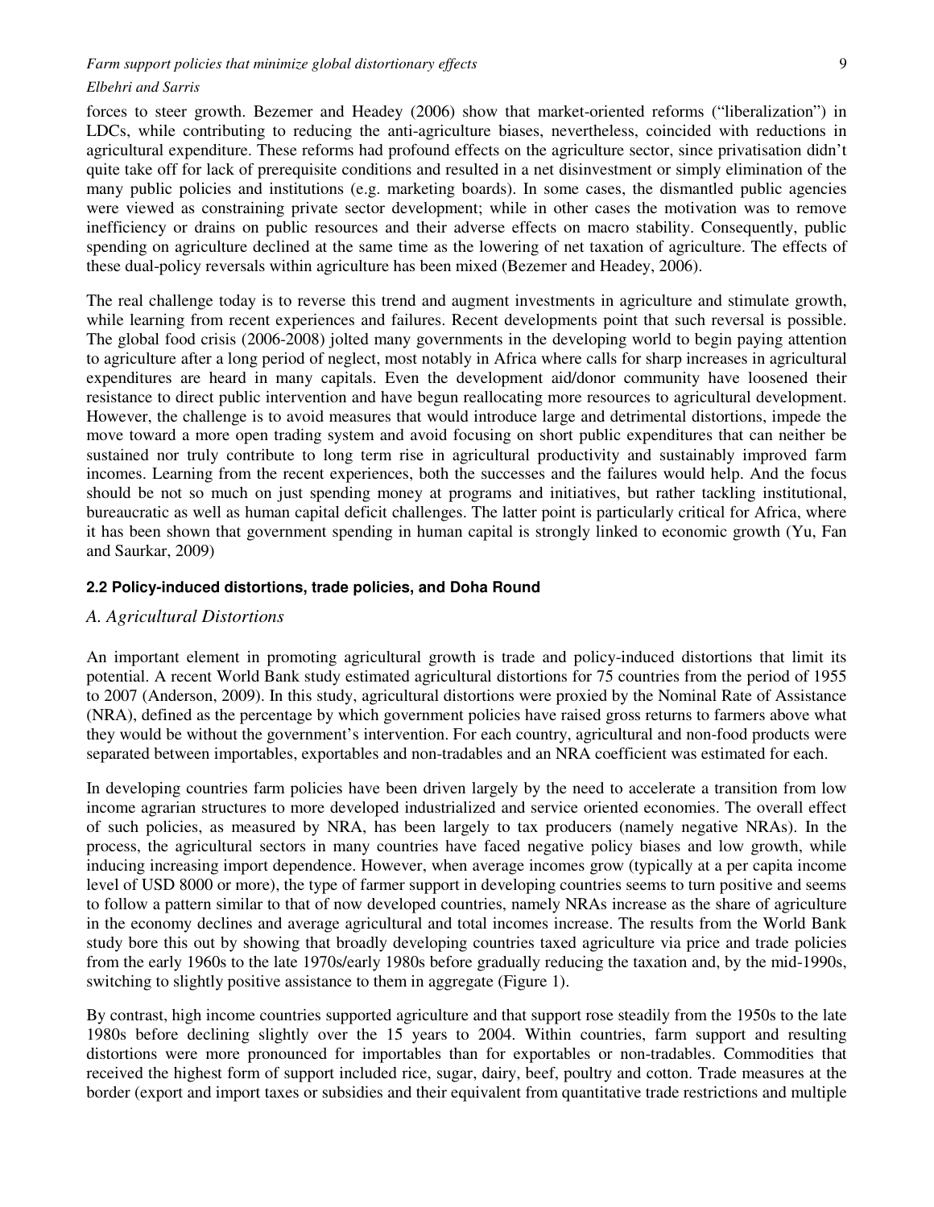forces to steer growth. Bezemer and Headey (2006) show that market-oriented reforms ("liberalization") in LDCs, while contributing to reducing the anti-agriculture biases, nevertheless, coincided with reductions in agricultural expenditure. These reforms had profound effects on the agriculture sector, since privatisation didn't quite take off for lack of prerequisite conditions and resulted in a net disinvestment or simply elimination of the many public policies and institutions (e.g. marketing boards). In some cases, the dismantled public agencies were viewed as constraining private sector development; while in other cases the motivation was to remove inefficiency or drains on public resources and their adverse effects on macro stability. Consequently, public spending on agriculture declined at the same time as the lowering of net taxation of agriculture. The effects of these dual-policy reversals within agriculture has been mixed (Bezemer and Headey, 2006).

The real challenge today is to reverse this trend and augment investments in agriculture and stimulate growth, while learning from recent experiences and failures. Recent developments point that such reversal is possible. The global food crisis (2006-2008) jolted many governments in the developing world to begin paying attention to agriculture after a long period of neglect, most notably in Africa where calls for sharp increases in agricultural expenditures are heard in many capitals. Even the development aid/donor community have loosened their resistance to direct public intervention and have begun reallocating more resources to agricultural development. However, the challenge is to avoid measures that would introduce large and detrimental distortions, impede the move toward a more open trading system and avoid focusing on short public expenditures that can neither be sustained nor truly contribute to long term rise in agricultural productivity and sustainably improved farm incomes. Learning from the recent experiences, both the successes and the failures would help. And the focus should be not so much on just spending money at programs and initiatives, but rather tackling institutional, bureaucratic as well as human capital deficit challenges. The latter point is particularly critical for Africa, where it has been shown that government spending in human capital is strongly linked to economic growth (Yu, Fan and Saurkar, 2009)

### 2.2 Policy-induced distortions, trade policies, and Doha Round

#### *A. Agricultural Distortions*

An important element in promoting agricultural growth is trade and policy-induced distortions that limit its potential. A recent World Bank study estimated agricultural distortions for 75 countries from the period of 1955 to 2007 (Anderson, 2009). In this study, agricultural distortions were proxied by the Nominal Rate of Assistance (NRA), defined as the percentage by which government policies have raised gross returns to farmers above what they would be without the government's intervention. For each country, agricultural and non-food products were separated between importables, exportables and non-tradables and an NRA coefficient was estimated for each.

In developing countries farm policies have been driven largely by the need to accelerate a transition from low income agrarian structures to more developed industrialized and service oriented economies. The overall effect of such policies, as measured by NRA, has been largely to tax producers (namely negative NRAs). In the process, the agricultural sectors in many countries have faced negative policy biases and low growth, while inducing increasing import dependence. However, when average incomes grow (typically at a per capita income level of USD 8000 or more), the type of farmer support in developing countries seems to turn positive and seems to follow a pattern similar to that of now developed countries, namely NRAs increase as the share of agriculture in the economy declines and average agricultural and total incomes increase. The results from the World Bank study bore this out by showing that broadly developing countries taxed agriculture via price and trade policies from the early 1960s to the late 1970s/early 1980s before gradually reducing the taxation and, by the mid-1990s, switching to slightly positive assistance to them in aggregate (Figure 1).

By contrast, high income countries supported agriculture and that support rose steadily from the 1950s to the late 1980s before declining slightly over the 15 years to 2004. Within countries, farm support and resulting distortions were more pronounced for importables than for exportables or non-tradables. Commodities that received the highest form of support included rice, sugar, dairy, beef, poultry and cotton. Trade measures at the border (export and import taxes or subsidies and their equivalent from quantitative trade restrictions and multiple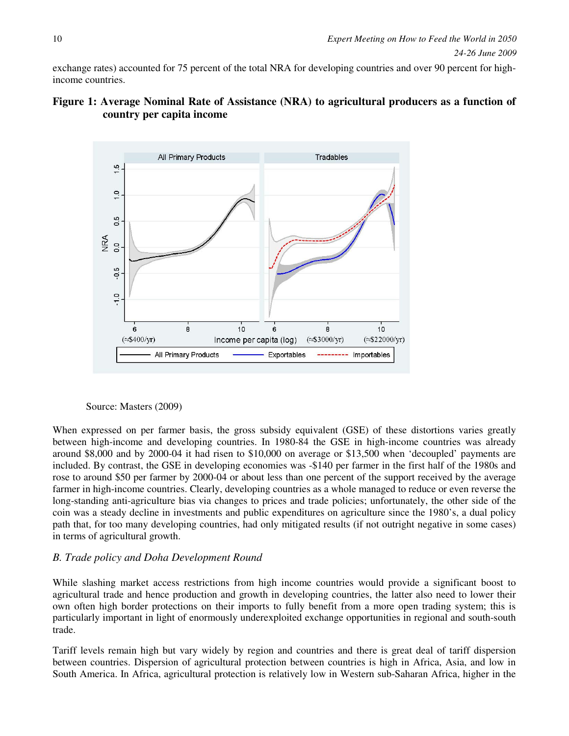exchange rates) accounted for 75 percent of the total NRA for developing countries and over 90 percent for high-income countries.

**Figure 1: Average Nominal Rate of Assistance (NRA) to agricultural producers as a function of country per capita income**

Source: Masters (2009)

When expressed on per farmer basis, the gross subsidy equivalent (GSE) of these distortions varies greatly between high-income and developing countries. In 1980-84 the GSE in high-income countries was already around $8,000 and by 2000-04 it had risen to $10,000 on average or $13,500 when 'decoupled' payments are included. By contrast, the GSE in developing economies was -$140 per farmer in the first half of the 1980s and rose to around $50 per farmer by 2000-04 or about less than one percent of the support received by the average farmer in high-income countries. Clearly, developing countries as a whole managed to reduce or even reverse the long-standing anti-agriculture bias via changes to prices and trade policies; unfortunately, the other side of the coin was a steady decline in investments and public expenditures on agriculture since the 1980's, a dual policy path that, for too many developing countries, had only mitigated results (if not outright negative in some cases) in terms of agricultural growth.

*B. Trade policy and Doha Development Round*

While slashing market access restrictions from high income countries would provide a significant boost to agricultural trade and hence production and growth in developing countries, the latter also need to lower their own often high border protections on their imports to fully benefit from a more open trading system; this is particularly important in light of enormously underexploited exchange opportunities in regional and south-south trade.

Tariff levels remain high but vary widely by region and countries and there is great deal of tariff dispersion between countries. Dispersion of agricultural protection between countries is high in Africa, Asia, and low in South America. In Africa, agricultural protection is relatively low in Western sub-Saharan Africa, higher in the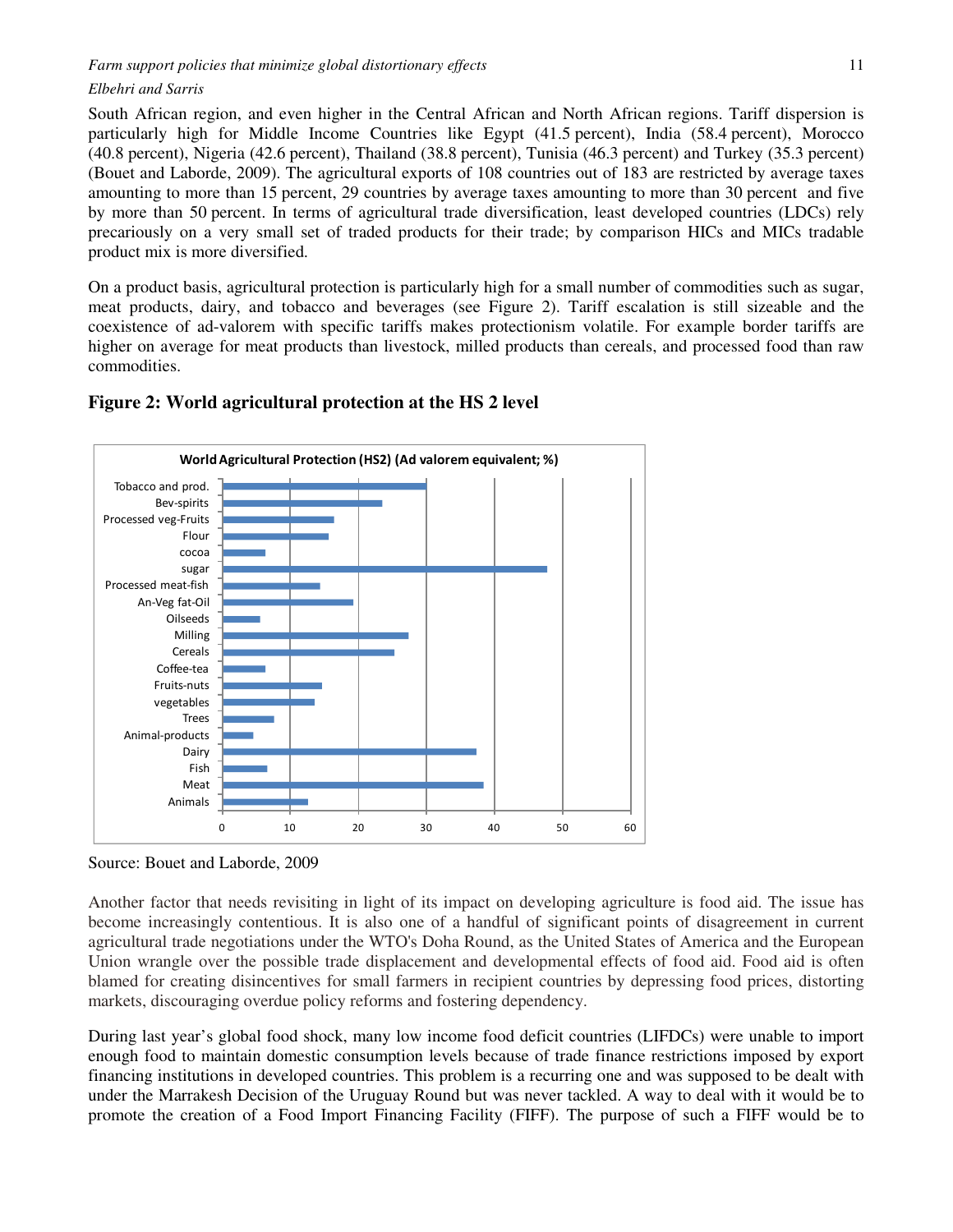South African region, and even higher in the Central African and North African regions. Tariff dispersion is particularly high for Middle Income Countries like Egypt (41.5 percent), India (58.4 percent), Morocco (40.8 percent), Nigeria (42.6 percent), Thailand (38.8 percent), Tunisia (46.3 percent) and Turkey (35.3 percent) (Bouet and Laborde, 2009). The agricultural exports of 108 countries out of 183 are restricted by average taxes amounting to more than 15 percent, 29 countries by average taxes amounting to more than 30 percent and five by more than 50 percent. In terms of agricultural trade diversification, least developed countries (LDCs) rely precariously on a very small set of traded products for their trade; by comparison HICs and MICs tradable product mix is more diversified.

On a product basis, agricultural protection is particularly high for a small number of commodities such as sugar, meat products, dairy, and tobacco and beverages (see Figure 2). Tariff escalation is still sizeable and the coexistence of ad-valorem with specific tariffs makes protectionism volatile. For example border tariffs are higher on average for meat products than livestock, milled products than cereals, and processed food than raw commodities.

### Figure 2: World agricultural protection at the HS 2 level

Source: Bouet and Laborde, 2009

Another factor that needs revisiting in light of its impact on developing agriculture is food aid. The issue has become increasingly contentious. It is also one of a handful of significant points of disagreement in current agricultural trade negotiations under the WTO's Doha Round, as the United States of America and the European Union wrangle over the possible trade displacement and developmental effects of food aid. Food aid is often blamed for creating disincentives for small farmers in recipient countries by depressing food prices, distorting markets, discouraging overdue policy reforms and fostering dependency.

During last year's global food shock, many low income food deficit countries (LIFDCs) were unable to import enough food to maintain domestic consumption levels because of trade finance restrictions imposed by export financing institutions in developed countries. This problem is a recurring one and was supposed to be dealt with under the Marrakesh Decision of the Uruguay Round but was never tackled. A way to deal with it would be to promote the creation of a Food Import Financing Facility (FIFF). The purpose of such a FIFF would be to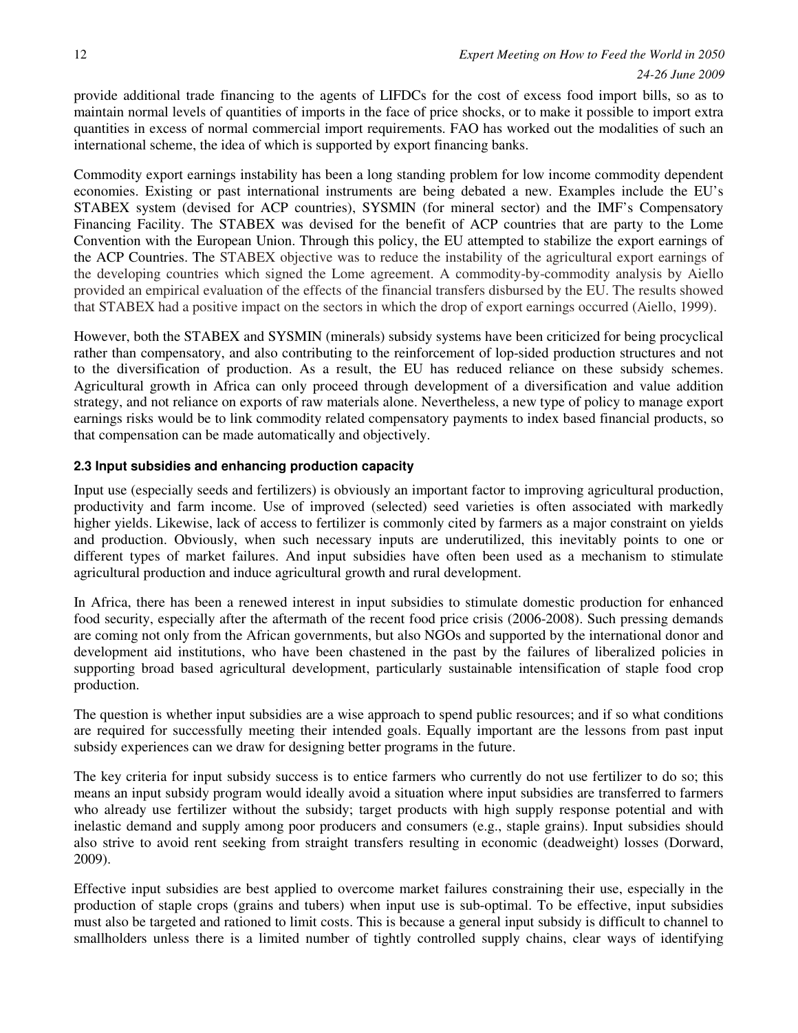provide additional trade financing to the agents of LIFDCs for the cost of excess food import bills, so as to maintain normal levels of quantities of imports in the face of price shocks, or to make it possible to import extra quantities in excess of normal commercial import requirements. FAO has worked out the modalities of such an international scheme, the idea of which is supported by export financing banks.

Commodity export earnings instability has been a long standing problem for low income commodity dependent economies. Existing or past international instruments are being debated a new. Examples include the EU's STABEX system (devised for ACP countries), SYSMIN (for mineral sector) and the IMF's Compensatory Financing Facility. The STABEX was devised for the benefit of ACP countries that are party to the Lome Convention with the European Union. Through this policy, the EU attempted to stabilize the export earnings of the ACP Countries. The STABEX objective was to reduce the instability of the agricultural export earnings of the developing countries which signed the Lome agreement. A commodity-by-commodity analysis by Aiello provided an empirical evaluation of the effects of the financial transfers disbursed by the EU. The results showed that STABEX had a positive impact on the sectors in which the drop of export earnings occurred (Aiello, 1999).

However, both the STABEX and SYSMIN (minerals) subsidy systems have been criticized for being procyclical rather than compensatory, and also contributing to the reinforcement of lop-sided production structures and not to the diversification of production. As a result, the EU has reduced reliance on these subsidy schemes. Agricultural growth in Africa can only proceed through development of a diversification and value addition strategy, and not reliance on exports of raw materials alone. Nevertheless, a new type of policy to manage export earnings risks would be to link commodity related compensatory payments to index based financial products, so that compensation can be made automatically and objectively.

### 2.3 Input subsidies and enhancing production capacity

Input use (especially seeds and fertilizers) is obviously an important factor to improving agricultural production, productivity and farm income. Use of improved (selected) seed varieties is often associated with markedly higher yields. Likewise, lack of access to fertilizer is commonly cited by farmers as a major constraint on yields and production. Obviously, when such necessary inputs are underutilized, this inevitably points to one or different types of market failures. And input subsidies have often been used as a mechanism to stimulate agricultural production and induce agricultural growth and rural development.

In Africa, there has been a renewed interest in input subsidies to stimulate domestic production for enhanced food security, especially after the aftermath of the recent food price crisis (2006-2008). Such pressing demands are coming not only from the African governments, but also NGOs and supported by the international donor and development aid institutions, who have been chastened in the past by the failures of liberalized policies in supporting broad based agricultural development, particularly sustainable intensification of staple food crop production.

The question is whether input subsidies are a wise approach to spend public resources; and if so what conditions are required for successfully meeting their intended goals. Equally important are the lessons from past input subsidy experiences can we draw for designing better programs in the future.

The key criteria for input subsidy success is to entice farmers who currently do not use fertilizer to do so; this means an input subsidy program would ideally avoid a situation where input subsidies are transferred to farmers who already use fertilizer without the subsidy; target products with high supply response potential and with inelastic demand and supply among poor producers and consumers (e.g., staple grains). Input subsidies should also strive to avoid rent seeking from straight transfers resulting in economic (deadweight) losses (Dorward, 2009).

Effective input subsidies are best applied to overcome market failures constraining their use, especially in the production of staple crops (grains and tubers) when input use is sub-optimal. To be effective, input subsidies must also be targeted and rationed to limit costs. This is because a general input subsidy is difficult to channel to smallholders unless there is a limited number of tightly controlled supply chains, clear ways of identifying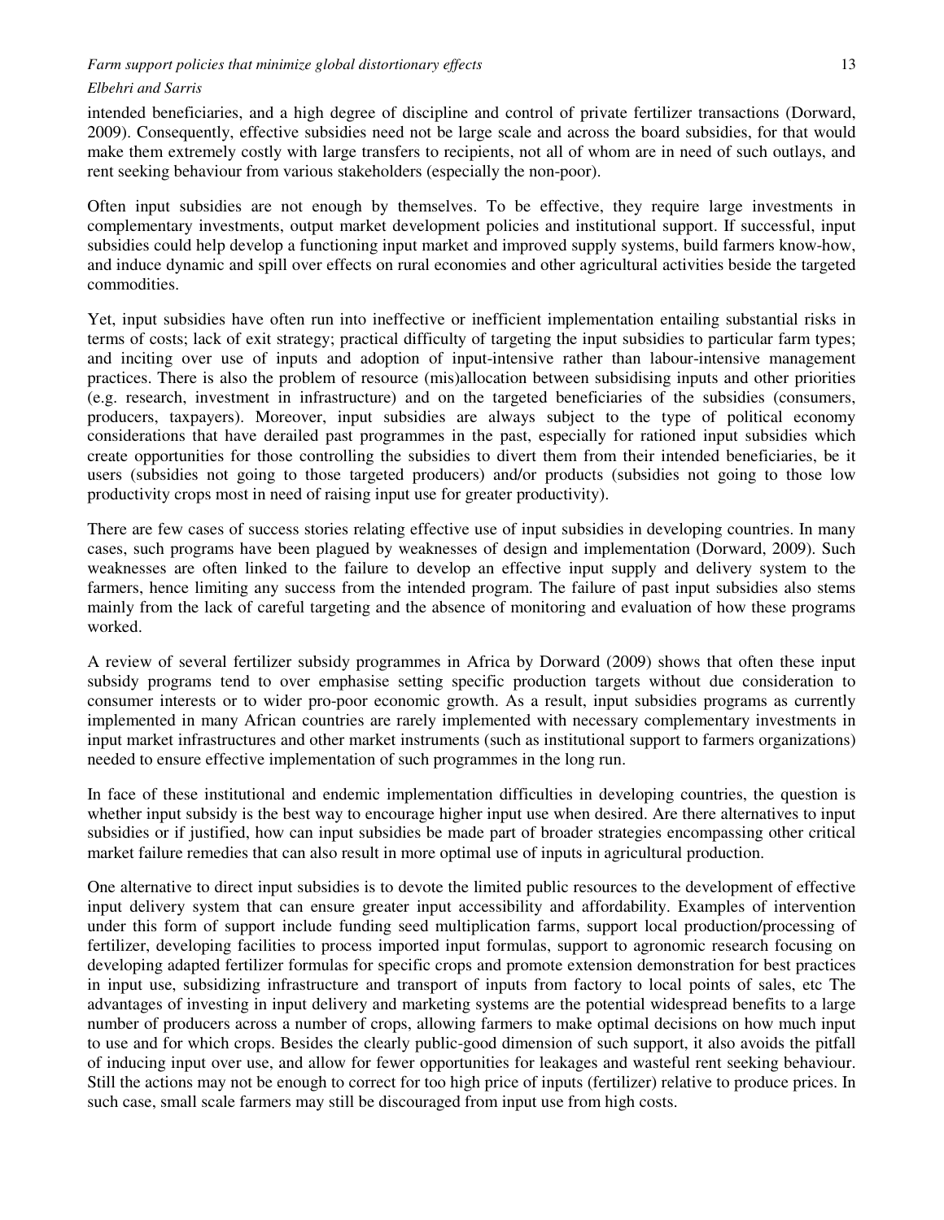intended beneficiaries, and a high degree of discipline and control of private fertilizer transactions (Dorward, 2009). Consequently, effective subsidies need not be large scale and across the board subsidies, for that would make them extremely costly with large transfers to recipients, not all of whom are in need of such outlays, and rent seeking behaviour from various stakeholders (especially the non-poor).

Often input subsidies are not enough by themselves. To be effective, they require large investments in complementary investments, output market development policies and institutional support. If successful, input subsidies could help develop a functioning input market and improved supply systems, build farmers know-how, and induce dynamic and spill over effects on rural economies and other agricultural activities beside the targeted commodities.

Yet, input subsidies have often run into ineffective or inefficient implementation entailing substantial risks in terms of costs; lack of exit strategy; practical difficulty of targeting the input subsidies to particular farm types; and inciting over use of inputs and adoption of input-intensive rather than labour-intensive management practices. There is also the problem of resource (mis)allocation between subsidising inputs and other priorities (e.g. research, investment in infrastructure) and on the targeted beneficiaries of the subsidies (consumers, producers, taxpayers). Moreover, input subsidies are always subject to the type of political economy considerations that have derailed past programmes in the past, especially for rationed input subsidies which create opportunities for those controlling the subsidies to divert them from their intended beneficiaries, be it users (subsidies not going to those targeted producers) and/or products (subsidies not going to those low productivity crops most in need of raising input use for greater productivity).

There are few cases of success stories relating effective use of input subsidies in developing countries. In many cases, such programs have been plagued by weaknesses of design and implementation (Dorward, 2009). Such weaknesses are often linked to the failure to develop an effective input supply and delivery system to the farmers, hence limiting any success from the intended program. The failure of past input subsidies also stems mainly from the lack of careful targeting and the absence of monitoring and evaluation of how these programs worked.

A review of several fertilizer subsidy programmes in Africa by Dorward (2009) shows that often these input subsidy programs tend to over emphasise setting specific production targets without due consideration to consumer interests or to wider pro-poor economic growth. As a result, input subsidies programs as currently implemented in many African countries are rarely implemented with necessary complementary investments in input market infrastructures and other market instruments (such as institutional support to farmers organizations) needed to ensure effective implementation of such programmes in the long run.

In face of these institutional and endemic implementation difficulties in developing countries, the question is whether input subsidy is the best way to encourage higher input use when desired. Are there alternatives to input subsidies or if justified, how can input subsidies be made part of broader strategies encompassing other critical market failure remedies that can also result in more optimal use of inputs in agricultural production.

One alternative to direct input subsidies is to devote the limited public resources to the development of effective input delivery system that can ensure greater input accessibility and affordability. Examples of intervention under this form of support include funding seed multiplication farms, support local production/processing of fertilizer, developing facilities to process imported input formulas, support to agronomic research focusing on developing adapted fertilizer formulas for specific crops and promote extension demonstration for best practices in input use, subsidizing infrastructure and transport of inputs from factory to local points of sales, etc The advantages of investing in input delivery and marketing systems are the potential widespread benefits to a large number of producers across a number of crops, allowing farmers to make optimal decisions on how much input to use and for which crops. Besides the clearly public-good dimension of such support, it also avoids the pitfall of inducing input over use, and allow for fewer opportunities for leakages and wasteful rent seeking behaviour. Still the actions may not be enough to correct for too high price of inputs (fertilizer) relative to produce prices. In such case, small scale farmers may still be discouraged from input use from high costs.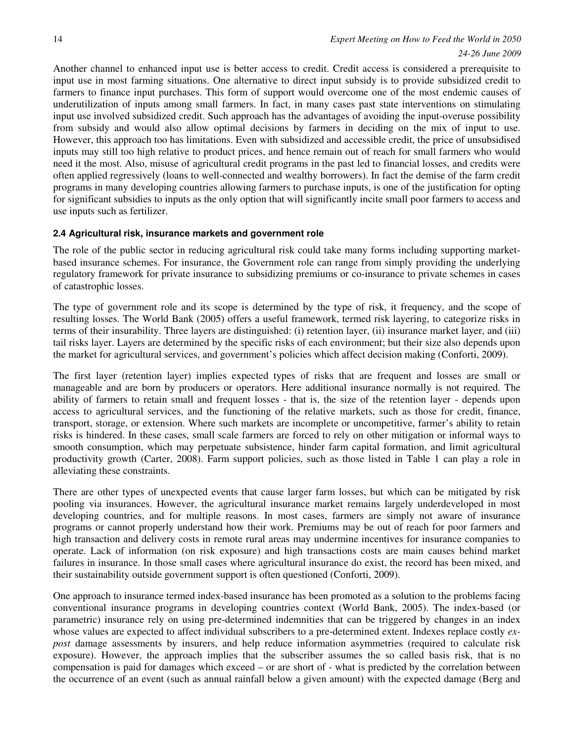Another channel to enhanced input use is better access to credit. Credit access is considered a prerequisite to input use in most farming situations. One alternative to direct input subsidy is to provide subsidized credit to farmers to finance input purchases. This form of support would overcome one of the most endemic causes of underutilization of inputs among small farmers. In fact, in many cases past state interventions on stimulating input use involved subsidized credit. Such approach has the advantages of avoiding the input-overuse possibility from subsidy and would also allow optimal decisions by farmers in deciding on the mix of input to use. However, this approach too has limitations. Even with subsidized and accessible credit, the price of unsubsidised inputs may still too high relative to product prices, and hence remain out of reach for small farmers who would need it the most. Also, misuse of agricultural credit programs in the past led to financial losses, and credits were often applied regressively (loans to well-connected and wealthy borrowers). In fact the demise of the farm credit programs in many developing countries allowing farmers to purchase inputs, is one of the justification for opting for significant subsidies to inputs as the only option that will significantly incite small poor farmers to access and use inputs such as fertilizer.

### 2.4 Agricultural risk, insurance markets and government role

The role of the public sector in reducing agricultural risk could take many forms including supporting market-based insurance schemes. For insurance, the Government role can range from simply providing the underlying regulatory framework for private insurance to subsidizing premiums or co-insurance to private schemes in cases of catastrophic losses.

The type of government role and its scope is determined by the type of risk, it frequency, and the scope of resulting losses. The World Bank (2005) offers a useful framework, termed risk layering, to categorize risks in terms of their insurability. Three layers are distinguished: (i) retention layer, (ii) insurance market layer, and (iii) tail risks layer. Layers are determined by the specific risks of each environment; but their size also depends upon the market for agricultural services, and government's policies which affect decision making (Conforti, 2009).

The first layer (retention layer) implies expected types of risks that are frequent and losses are small or manageable and are born by producers or operators. Here additional insurance normally is not required. The ability of farmers to retain small and frequent losses - that is, the size of the retention layer - depends upon access to agricultural services, and the functioning of the relative markets, such as those for credit, finance, transport, storage, or extension. Where such markets are incomplete or uncompetitive, farmer's ability to retain risks is hindered. In these cases, small scale farmers are forced to rely on other mitigation or informal ways to smooth consumption, which may perpetuate subsistence, hinder farm capital formation, and limit agricultural productivity growth (Carter, 2008). Farm support policies, such as those listed in Table 1 can play a role in alleviating these constraints.

There are other types of unexpected events that cause larger farm losses, but which can be mitigated by risk pooling via insurances. However, the agricultural insurance market remains largely underdeveloped in most developing countries, and for multiple reasons. In most cases, farmers are simply not aware of insurance programs or cannot properly understand how their work. Premiums may be out of reach for poor farmers and high transaction and delivery costs in remote rural areas may undermine incentives for insurance companies to operate. Lack of information (on risk exposure) and high transactions costs are main causes behind market failures in insurance. In those small cases where agricultural insurance do exist, the record has been mixed, and their sustainability outside government support is often questioned (Conforti, 2009).

One approach to insurance termed index-based insurance has been promoted as a solution to the problems facing conventional insurance programs in developing countries context (World Bank, 2005). The index-based (or parametric) insurance rely on using pre-determined indemnities that can be triggered by changes in an index whose values are expected to affect individual subscribers to a pre-determined extent. Indexes replace costly *ex-post* damage assessments by insurers, and help reduce information asymmetries (required to calculate risk exposure). However, the approach implies that the subscriber assumes the so called basis risk, that is no compensation is paid for damages which exceed – or are short of - what is predicted by the correlation between the occurrence of an event (such as annual rainfall below a given amount) with the expected damage (Berg and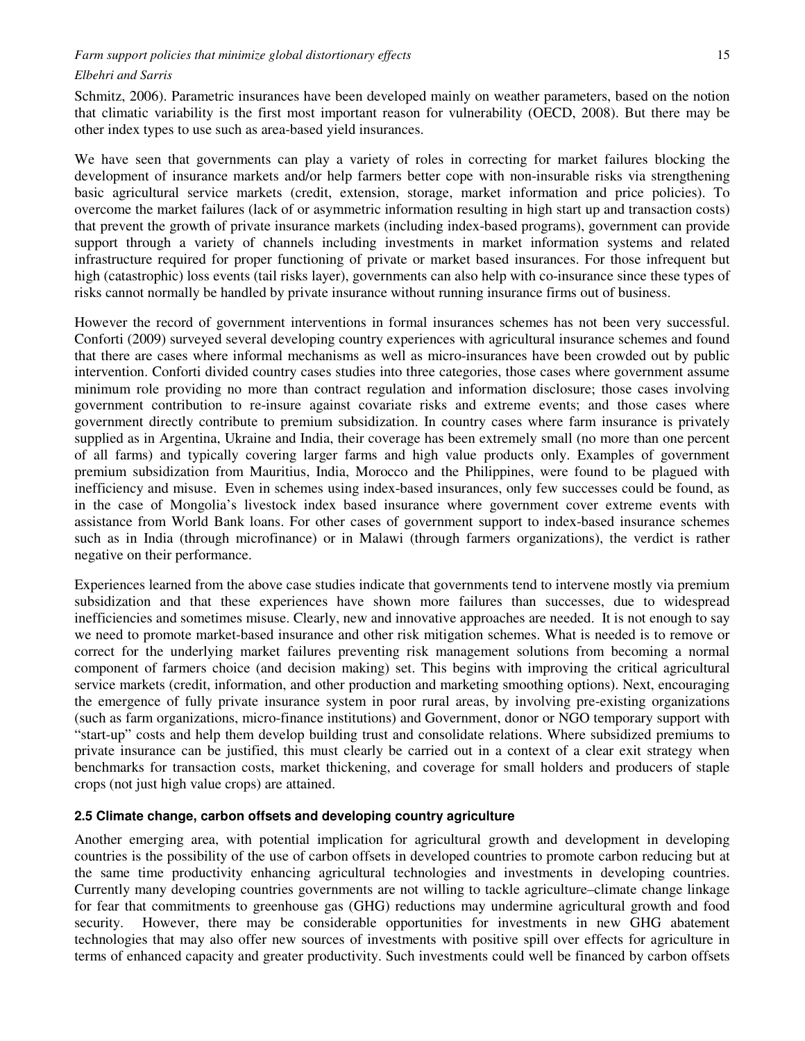Schmitz, 2006). Parametric insurances have been developed mainly on weather parameters, based on the notion that climatic variability is the first most important reason for vulnerability (OECD, 2008). But there may be other index types to use such as area-based yield insurances.

We have seen that governments can play a variety of roles in correcting for market failures blocking the development of insurance markets and/or help farmers better cope with non-insurable risks via strengthening basic agricultural service markets (credit, extension, storage, market information and price policies). To overcome the market failures (lack of or asymmetric information resulting in high start up and transaction costs) that prevent the growth of private insurance markets (including index-based programs), government can provide support through a variety of channels including investments in market information systems and related infrastructure required for proper functioning of private or market based insurances. For those infrequent but high (catastrophic) loss events (tail risks layer), governments can also help with co-insurance since these types of risks cannot normally be handled by private insurance without running insurance firms out of business.

However the record of government interventions in formal insurances schemes has not been very successful. Conforti (2009) surveyed several developing country experiences with agricultural insurance schemes and found that there are cases where informal mechanisms as well as micro-insurances have been crowded out by public intervention. Conforti divided country cases studies into three categories, those cases where government assume minimum role providing no more than contract regulation and information disclosure; those cases involving government contribution to re-insure against covariate risks and extreme events; and those cases where government directly contribute to premium subsidization. In country cases where farm insurance is privately supplied as in Argentina, Ukraine and India, their coverage has been extremely small (no more than one percent of all farms) and typically covering larger farms and high value products only. Examples of government premium subsidization from Mauritius, India, Morocco and the Philippines, were found to be plagued with inefficiency and misuse. Even in schemes using index-based insurances, only few successes could be found, as in the case of Mongolia's livestock index based insurance where government cover extreme events with assistance from World Bank loans. For other cases of government support to index-based insurance schemes such as in India (through microfinance) or in Malawi (through farmers organizations), the verdict is rather negative on their performance.

Experiences learned from the above case studies indicate that governments tend to intervene mostly via premium subsidization and that these experiences have shown more failures than successes, due to widespread inefficiencies and sometimes misuse. Clearly, new and innovative approaches are needed. It is not enough to say we need to promote market-based insurance and other risk mitigation schemes. What is needed is to remove or correct for the underlying market failures preventing risk management solutions from becoming a normal component of farmers choice (and decision making) set. This begins with improving the critical agricultural service markets (credit, information, and other production and marketing smoothing options). Next, encouraging the emergence of fully private insurance system in poor rural areas, by involving pre-existing organizations (such as farm organizations, micro-finance institutions) and Government, donor or NGO temporary support with "start-up" costs and help them develop building trust and consolidate relations. Where subsidized premiums to private insurance can be justified, this must clearly be carried out in a context of a clear exit strategy when benchmarks for transaction costs, market thickening, and coverage for small holders and producers of staple crops (not just high value crops) are attained.

### 2.5 Climate change, carbon offsets and developing country agriculture

Another emerging area, with potential implication for agricultural growth and development in developing countries is the possibility of the use of carbon offsets in developed countries to promote carbon reducing but at the same time productivity enhancing agricultural technologies and investments in developing countries. Currently many developing countries governments are not willing to tackle agriculture–climate change linkage for fear that commitments to greenhouse gas (GHG) reductions may undermine agricultural growth and food security. However, there may be considerable opportunities for investments in new GHG abatement technologies that may also offer new sources of investments with positive spill over effects for agriculture in terms of enhanced capacity and greater productivity. Such investments could well be financed by carbon offsets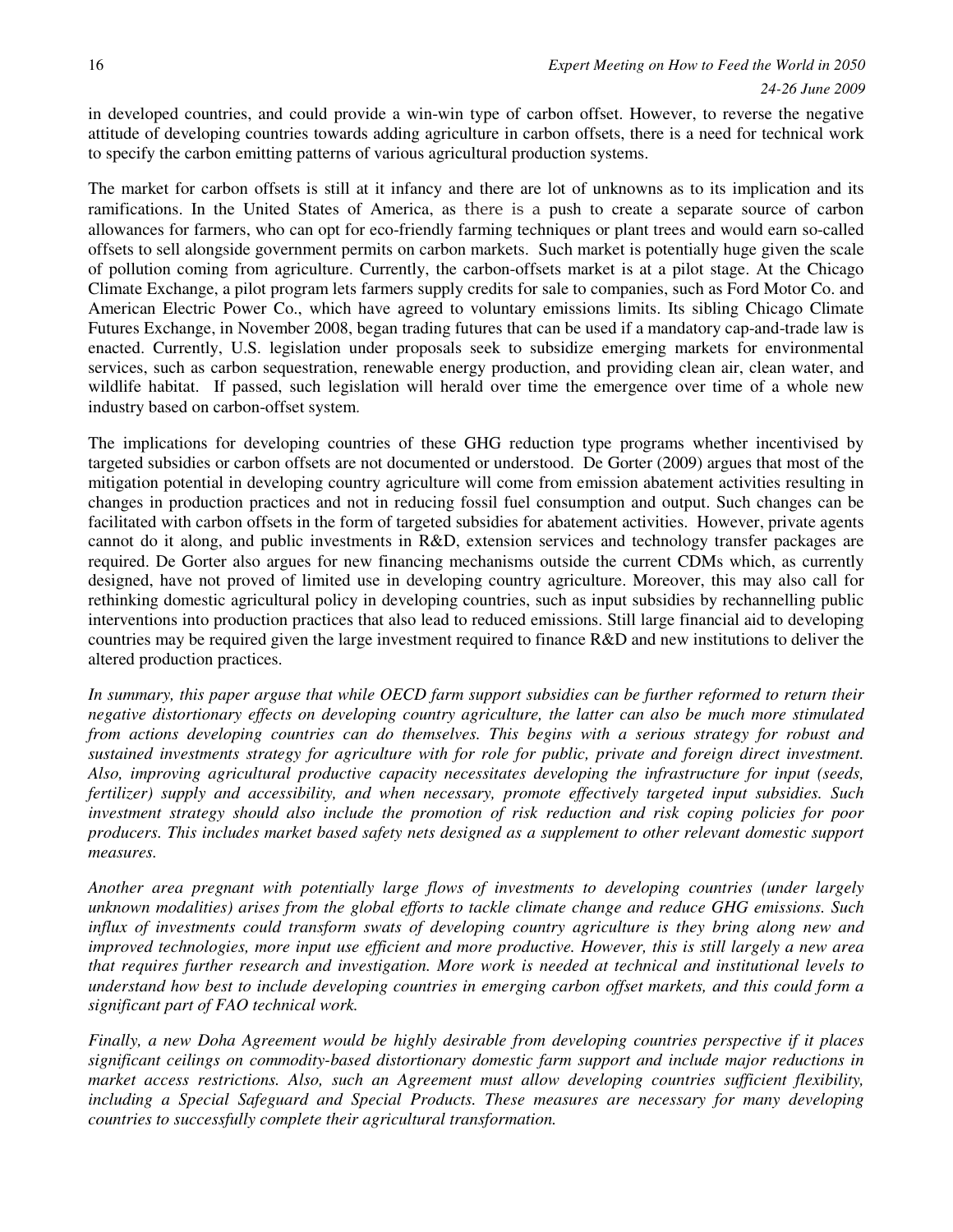in developed countries, and could provide a win-win type of carbon offset. However, to reverse the negative attitude of developing countries towards adding agriculture in carbon offsets, there is a need for technical work to specify the carbon emitting patterns of various agricultural production systems.

The market for carbon offsets is still at it infancy and there are lot of unknowns as to its implication and its ramifications. In the United States of America, as there is a push to create a separate source of carbon allowances for farmers, who can opt for eco-friendly farming techniques or plant trees and would earn so-called offsets to sell alongside government permits on carbon markets. Such market is potentially huge given the scale of pollution coming from agriculture. Currently, the carbon-offsets market is at a pilot stage. At the Chicago Climate Exchange, a pilot program lets farmers supply credits for sale to companies, such as Ford Motor Co. and American Electric Power Co., which have agreed to voluntary emissions limits. Its sibling Chicago Climate Futures Exchange, in November 2008, began trading futures that can be used if a mandatory cap-and-trade law is enacted. Currently, U.S. legislation under proposals seek to subsidize emerging markets for environmental services, such as carbon sequestration, renewable energy production, and providing clean air, clean water, and wildlife habitat. If passed, such legislation will herald over time the emergence over time of a whole new industry based on carbon-offset system.

The implications for developing countries of these GHG reduction type programs whether incentivised by targeted subsidies or carbon offsets are not documented or understood. De Gorter (2009) argues that most of the mitigation potential in developing country agriculture will come from emission abatement activities resulting in changes in production practices and not in reducing fossil fuel consumption and output. Such changes can be facilitated with carbon offsets in the form of targeted subsidies for abatement activities. However, private agents cannot do it along, and public investments in R&D, extension services and technology transfer packages are required. De Gorter also argues for new financing mechanisms outside the current CDMs which, as currently designed, have not proved of limited use in developing country agriculture. Moreover, this may also call for rethinking domestic agricultural policy in developing countries, such as input subsidies by rechannelling public interventions into production practices that also lead to reduced emissions. Still large financial aid to developing countries may be required given the large investment required to finance R&D and new institutions to deliver the altered production practices.

*In summary, this paper arguse that while OECD farm support subsidies can be further reformed to return their negative distortionary effects on developing country agriculture, the latter can also be much more stimulated from actions developing countries can do themselves. This begins with a serious strategy for robust and sustained investments strategy for agriculture with for role for public, private and foreign direct investment. Also, improving agricultural productive capacity necessitates developing the infrastructure for input (seeds, fertilizer) supply and accessibility, and when necessary, promote effectively targeted input subsidies. Such investment strategy should also include the promotion of risk reduction and risk coping policies for poor producers. This includes market based safety nets designed as a supplement to other relevant domestic support measures.*

*Another area pregnant with potentially large flows of investments to developing countries (under largely unknown modalities) arises from the global efforts to tackle climate change and reduce GHG emissions. Such influx of investments could transform swats of developing country agriculture is they bring along new and improved technologies, more input use efficient and more productive. However, this is still largely a new area that requires further research and investigation. More work is needed at technical and institutional levels to understand how best to include developing countries in emerging carbon offset markets, and this could form a significant part of FAO technical work.*

*Finally, a new Doha Agreement would be highly desirable from developing countries perspective if it places significant ceilings on commodity-based distortionary domestic farm support and include major reductions in market access restrictions. Also, such an Agreement must allow developing countries sufficient flexibility, including a Special Safeguard and Special Products. These measures are necessary for many developing countries to successfully complete their agricultural transformation.*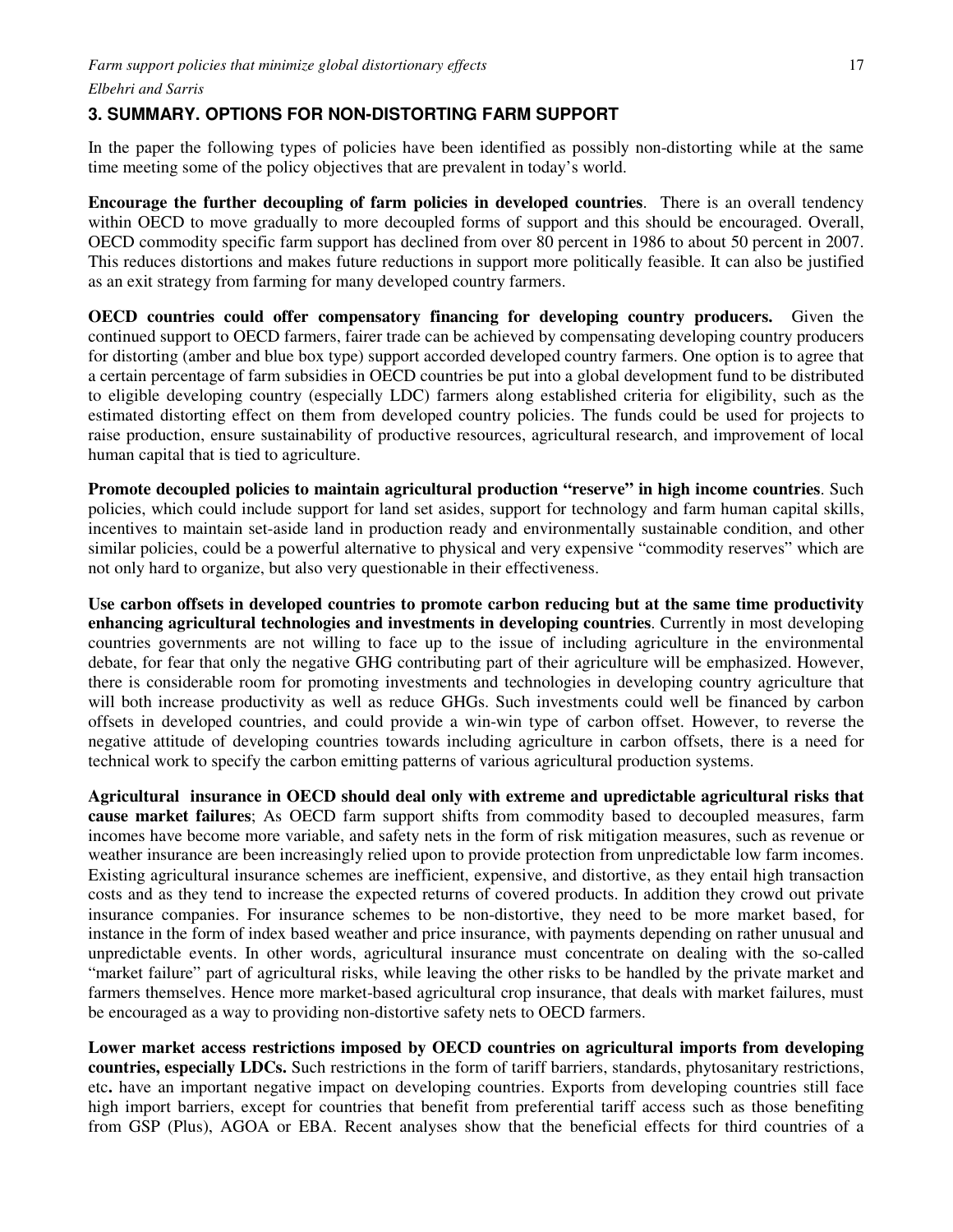## 3. SUMMARY. OPTIONS FOR NON-DISTORTING FARM SUPPORT

In the paper the following types of policies have been identified as possibly non-distorting while at the same time meeting some of the policy objectives that are prevalent in today's world.

**Encourage the further decoupling of farm policies in developed countries**. There is an overall tendency within OECD to move gradually to more decoupled forms of support and this should be encouraged. Overall, OECD commodity specific farm support has declined from over 80 percent in 1986 to about 50 percent in 2007. This reduces distortions and makes future reductions in support more politically feasible. It can also be justified as an exit strategy from farming for many developed country farmers.

**OECD countries could offer compensatory financing for developing country producers.** Given the continued support to OECD farmers, fairer trade can be achieved by compensating developing country producers for distorting (amber and blue box type) support accorded developed country farmers. One option is to agree that a certain percentage of farm subsidies in OECD countries be put into a global development fund to be distributed to eligible developing country (especially LDC) farmers along established criteria for eligibility, such as the estimated distorting effect on them from developed country policies. The funds could be used for projects to raise production, ensure sustainability of productive resources, agricultural research, and improvement of local human capital that is tied to agriculture.

**Promote decoupled policies to maintain agricultural production "reserve" in high income countries**. Such policies, which could include support for land set asides, support for technology and farm human capital skills, incentives to maintain set-aside land in production ready and environmentally sustainable condition, and other similar policies, could be a powerful alternative to physical and very expensive "commodity reserves" which are not only hard to organize, but also very questionable in their effectiveness.

**Use carbon offsets in developed countries to promote carbon reducing but at the same time productivity enhancing agricultural technologies and investments in developing countries**. Currently in most developing countries governments are not willing to face up to the issue of including agriculture in the environmental debate, for fear that only the negative GHG contributing part of their agriculture will be emphasized. However, there is considerable room for promoting investments and technologies in developing country agriculture that will both increase productivity as well as reduce GHGs. Such investments could well be financed by carbon offsets in developed countries, and could provide a win-win type of carbon offset. However, to reverse the negative attitude of developing countries towards including agriculture in carbon offsets, there is a need for technical work to specify the carbon emitting patterns of various agricultural production systems.

**Agricultural insurance in OECD should deal only with extreme and upredictable agricultural risks that cause market failures**; As OECD farm support shifts from commodity based to decoupled measures, farm incomes have become more variable, and safety nets in the form of risk mitigation measures, such as revenue or weather insurance are been increasingly relied upon to provide protection from unpredictable low farm incomes. Existing agricultural insurance schemes are inefficient, expensive, and distortive, as they entail high transaction costs and as they tend to increase the expected returns of covered products. In addition they crowd out private insurance companies. For insurance schemes to be non-distortive, they need to be more market based, for instance in the form of index based weather and price insurance, with payments depending on rather unusual and unpredictable events. In other words, agricultural insurance must concentrate on dealing with the so-called "market failure" part of agricultural risks, while leaving the other risks to be handled by the private market and farmers themselves. Hence more market-based agricultural crop insurance, that deals with market failures, must be encouraged as a way to providing non-distortive safety nets to OECD farmers.

**Lower market access restrictions imposed by OECD countries on agricultural imports from developing countries, especially LDCs.** Such restrictions in the form of tariff barriers, standards, phytosanitary restrictions, etc**.** have an important negative impact on developing countries. Exports from developing countries still face high import barriers, except for countries that benefit from preferential tariff access such as those benefiting from GSP (Plus), AGOA or EBA. Recent analyses show that the beneficial effects for third countries of a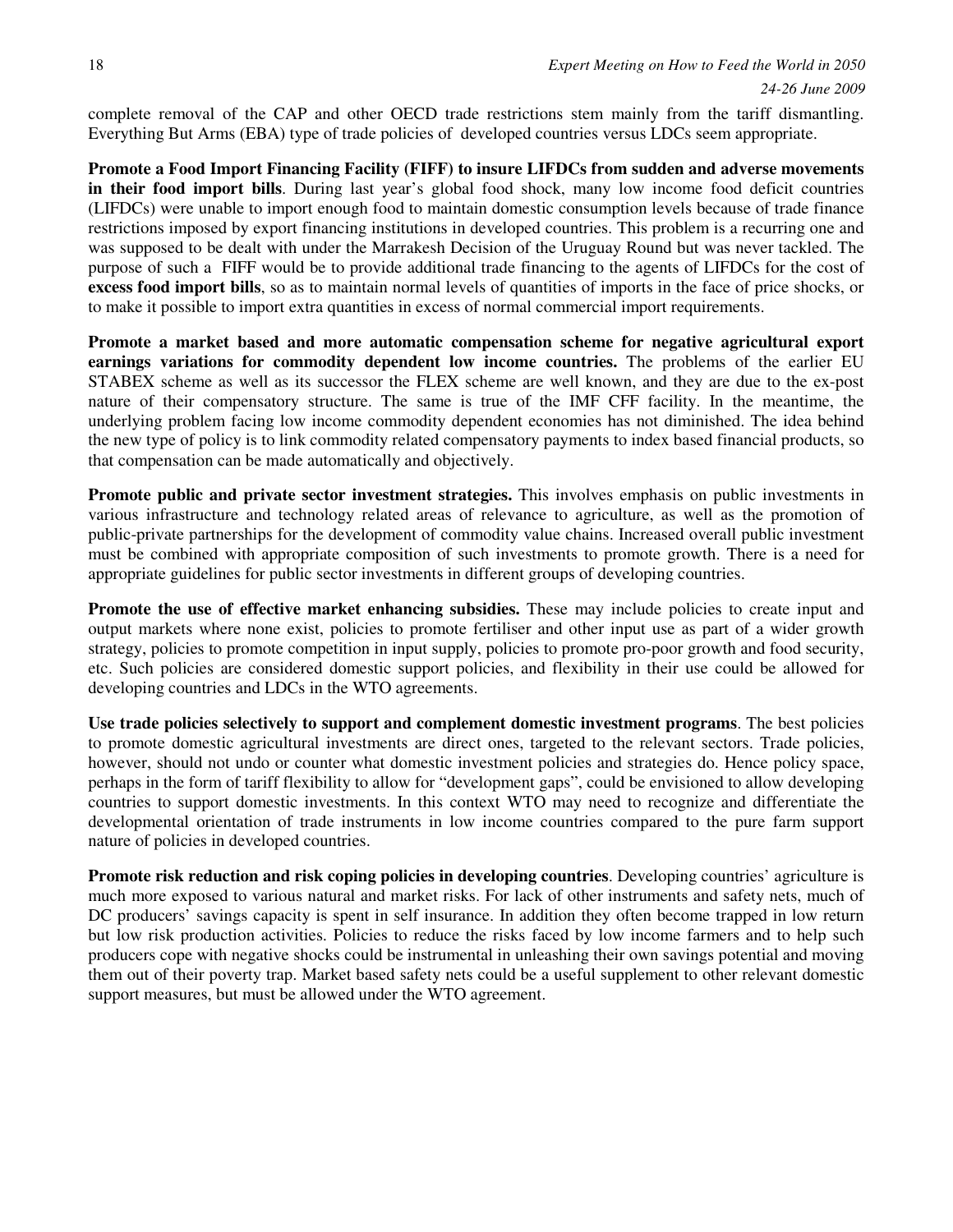complete removal of the CAP and other OECD trade restrictions stem mainly from the tariff dismantling. Everything But Arms (EBA) type of trade policies of developed countries versus LDCs seem appropriate.

**Promote a Food Import Financing Facility (FIFF) to insure LIFDCs from sudden and adverse movements in their food import bills**. During last year's global food shock, many low income food deficit countries (LIFDCs) were unable to import enough food to maintain domestic consumption levels because of trade finance restrictions imposed by export financing institutions in developed countries. This problem is a recurring one and was supposed to be dealt with under the Marrakesh Decision of the Uruguay Round but was never tackled. The purpose of such a FIFF would be to provide additional trade financing to the agents of LIFDCs for the cost of **excess food import bills**, so as to maintain normal levels of quantities of imports in the face of price shocks, or to make it possible to import extra quantities in excess of normal commercial import requirements.

**Promote a market based and more automatic compensation scheme for negative agricultural export earnings variations for commodity dependent low income countries.** The problems of the earlier EU STABEX scheme as well as its successor the FLEX scheme are well known, and they are due to the ex-post nature of their compensatory structure. The same is true of the IMF CFF facility. In the meantime, the underlying problem facing low income commodity dependent economies has not diminished. The idea behind the new type of policy is to link commodity related compensatory payments to index based financial products, so that compensation can be made automatically and objectively.

**Promote public and private sector investment strategies.** This involves emphasis on public investments in various infrastructure and technology related areas of relevance to agriculture, as well as the promotion of public-private partnerships for the development of commodity value chains. Increased overall public investment must be combined with appropriate composition of such investments to promote growth. There is a need for appropriate guidelines for public sector investments in different groups of developing countries.

**Promote the use of effective market enhancing subsidies.** These may include policies to create input and output markets where none exist, policies to promote fertiliser and other input use as part of a wider growth strategy, policies to promote competition in input supply, policies to promote pro-poor growth and food security, etc. Such policies are considered domestic support policies, and flexibility in their use could be allowed for developing countries and LDCs in the WTO agreements.

**Use trade policies selectively to support and complement domestic investment programs**. The best policies to promote domestic agricultural investments are direct ones, targeted to the relevant sectors. Trade policies, however, should not undo or counter what domestic investment policies and strategies do. Hence policy space, perhaps in the form of tariff flexibility to allow for "development gaps", could be envisioned to allow developing countries to support domestic investments. In this context WTO may need to recognize and differentiate the developmental orientation of trade instruments in low income countries compared to the pure farm support nature of policies in developed countries.

**Promote risk reduction and risk coping policies in developing countries**. Developing countries' agriculture is much more exposed to various natural and market risks. For lack of other instruments and safety nets, much of DC producers' savings capacity is spent in self insurance. In addition they often become trapped in low return but low risk production activities. Policies to reduce the risks faced by low income farmers and to help such producers cope with negative shocks could be instrumental in unleashing their own savings potential and moving them out of their poverty trap. Market based safety nets could be a useful supplement to other relevant domestic support measures, but must be allowed under the WTO agreement.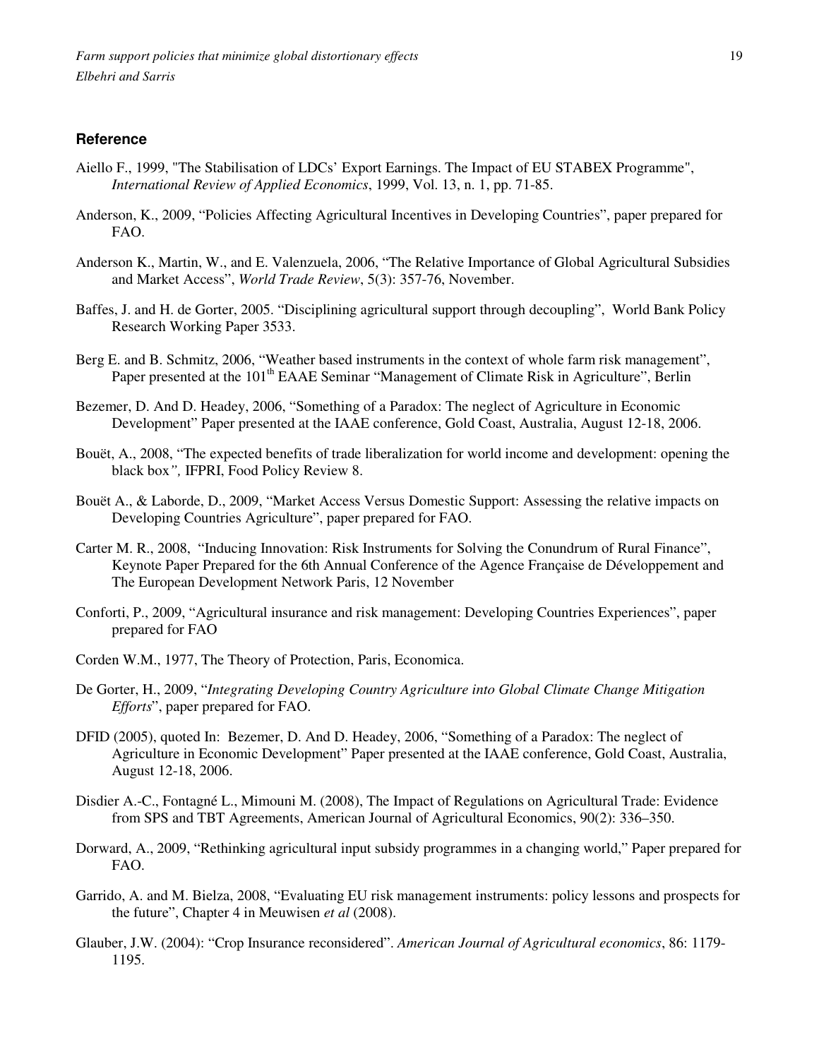## Reference

Aiello F., 1999, "The Stabilisation of LDCs' Export Earnings. The Impact of EU STABEX Programme", *International Review of Applied Economics*, 1999, Vol. 13, n. 1, pp. 71-85.

Anderson, K., 2009, "Policies Affecting Agricultural Incentives in Developing Countries", paper prepared for FAO.

Anderson K., Martin, W., and E. Valenzuela, 2006, "The Relative Importance of Global Agricultural Subsidies and Market Access", *World Trade Review*, 5(3): 357-76, November.

Baffes, J. and H. de Gorter, 2005. "Disciplining agricultural support through decoupling", World Bank Policy Research Working Paper 3533.

Berg E. and B. Schmitz, 2006, "Weather based instruments in the context of whole farm risk management", Paper presented at the 101th EAAE Seminar "Management of Climate Risk in Agriculture", Berlin

Bezemer, D. And D. Headey, 2006, "Something of a Paradox: The neglect of Agriculture in Economic Development" Paper presented at the IAAE conference, Gold Coast, Australia, August 12-18, 2006.

Bouët, A., 2008, "The expected benefits of trade liberalization for world income and development: opening the black box*",* IFPRI, Food Policy Review 8.

Bouët A., & Laborde, D., 2009, "Market Access Versus Domestic Support: Assessing the relative impacts on Developing Countries Agriculture", paper prepared for FAO.

Carter M. R., 2008, "Inducing Innovation: Risk Instruments for Solving the Conundrum of Rural Finance", Keynote Paper Prepared for the 6th Annual Conference of the Agence Française de Développement and The European Development Network Paris, 12 November

Conforti, P., 2009, "Agricultural insurance and risk management: Developing Countries Experiences", paper prepared for FAO

Corden W.M., 1977, The Theory of Protection, Paris, Economica.

De Gorter, H., 2009, "*Integrating Developing Country Agriculture into Global Climate Change Mitigation Efforts*", paper prepared for FAO.

DFID (2005), quoted In: Bezemer, D. And D. Headey, 2006, "Something of a Paradox: The neglect of Agriculture in Economic Development" Paper presented at the IAAE conference, Gold Coast, Australia, August 12-18, 2006.

Disdier A.-C., Fontagné L., Mimouni M. (2008), The Impact of Regulations on Agricultural Trade: Evidence from SPS and TBT Agreements, American Journal of Agricultural Economics, 90(2): 336–350.

Dorward, A., 2009, "Rethinking agricultural input subsidy programmes in a changing world," Paper prepared for FAO.

Garrido, A. and M. Bielza, 2008, "Evaluating EU risk management instruments: policy lessons and prospects for the future", Chapter 4 in Meuwisen *et al* (2008).

Glauber, J.W. (2004): "Crop Insurance reconsidered". *American Journal of Agricultural economics*, 86: 1179-1195.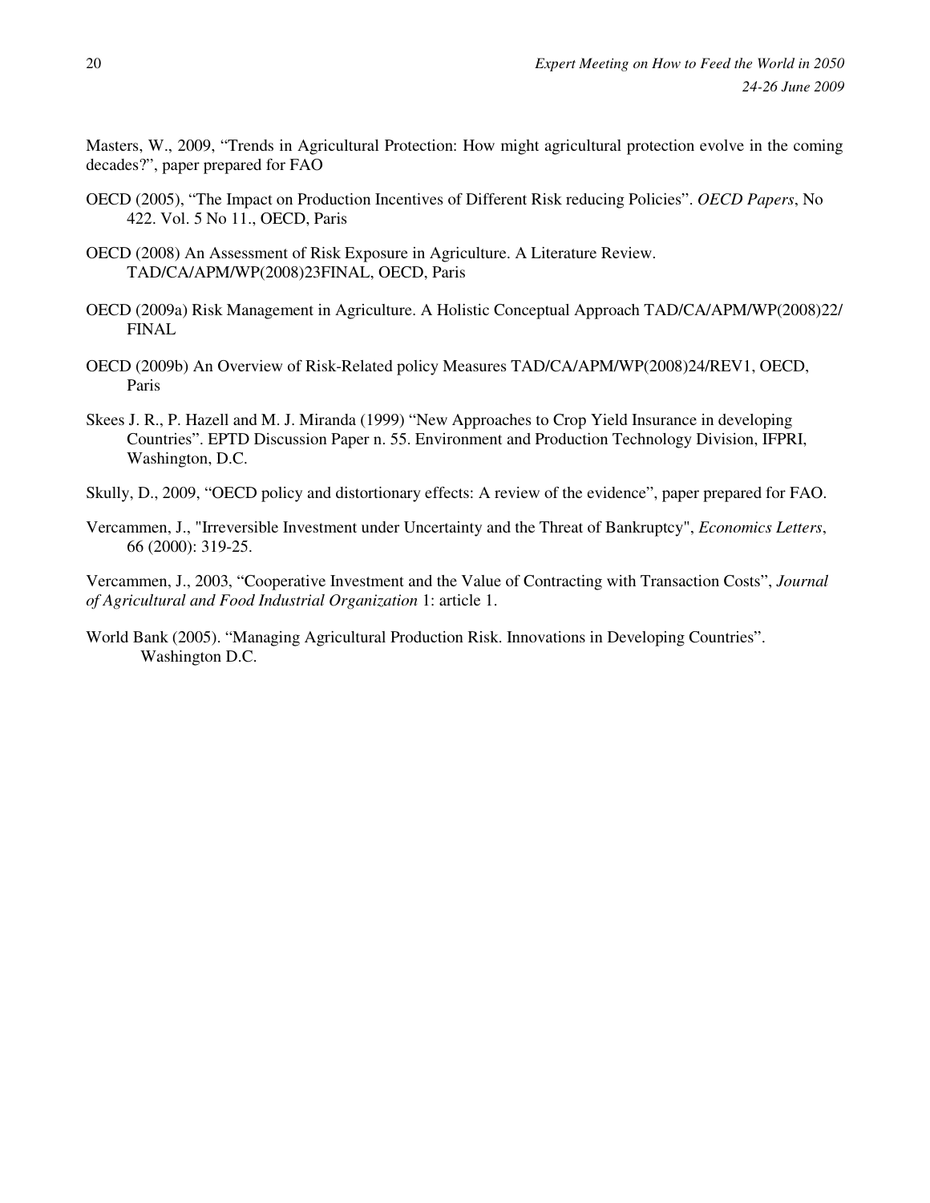Masters, W., 2009, "Trends in Agricultural Protection: How might agricultural protection evolve in the coming decades?", paper prepared for FAO

OECD (2005), "The Impact on Production Incentives of Different Risk reducing Policies". *OECD Papers*, No 422. Vol. 5 No 11., OECD, Paris

OECD (2008) An Assessment of Risk Exposure in Agriculture. A Literature Review. TAD/CA/APM/WP(2008)23FINAL, OECD, Paris

OECD (2009a) Risk Management in Agriculture. A Holistic Conceptual Approach TAD/CA/APM/WP(2008)22/ FINAL

OECD (2009b) An Overview of Risk-Related policy Measures TAD/CA/APM/WP(2008)24/REV1, OECD, Paris

Skees J. R., P. Hazell and M. J. Miranda (1999) "New Approaches to Crop Yield Insurance in developing Countries". EPTD Discussion Paper n. 55. Environment and Production Technology Division, IFPRI, Washington, D.C.

Skully, D., 2009, "OECD policy and distortionary effects: A review of the evidence", paper prepared for FAO.

Vercammen, J., "Irreversible Investment under Uncertainty and the Threat of Bankruptcy", *Economics Letters*, 66 (2000): 319-25.

Vercammen, J., 2003, "Cooperative Investment and the Value of Contracting with Transaction Costs", *Journal of Agricultural and Food Industrial Organization* 1: article 1.

World Bank (2005). "Managing Agricultural Production Risk. Innovations in Developing Countries". Washington D.C.